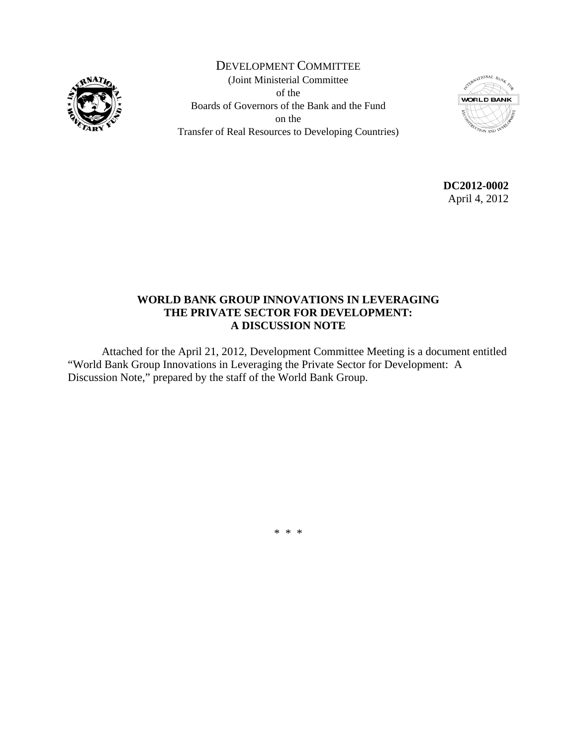DEVELOPMENT COMMITTEE
(Joint Ministerial Committee
of the
Boards of Governors of the Bank and the Fund
on the
Transfer of Real Resources to Developing Countries)

**DC2012-0002**
April 4, 2012

**WORLD BANK GROUP INNOVATIONS IN LEVERAGING THE PRIVATE SECTOR FOR DEVELOPMENT: A DISCUSSION NOTE**

Attached for the April 21, 2012, Development Committee Meeting is a document entitled "World Bank Group Innovations in Leveraging the Private Sector for Development: A Discussion Note," prepared by the staff of the World Bank Group.

\* \* \*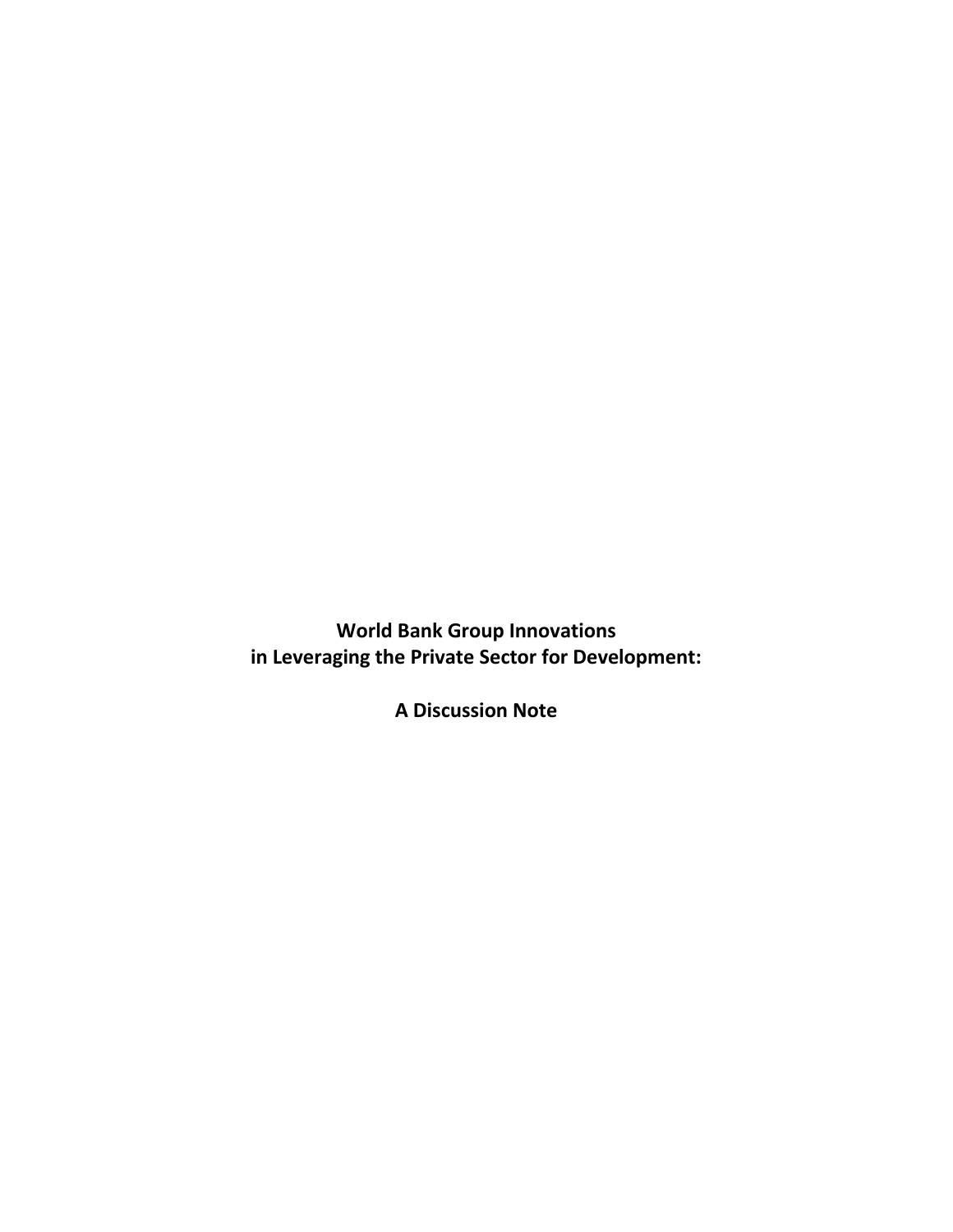# World Bank Group Innovations in Leveraging the Private Sector for Development:

## A Discussion Note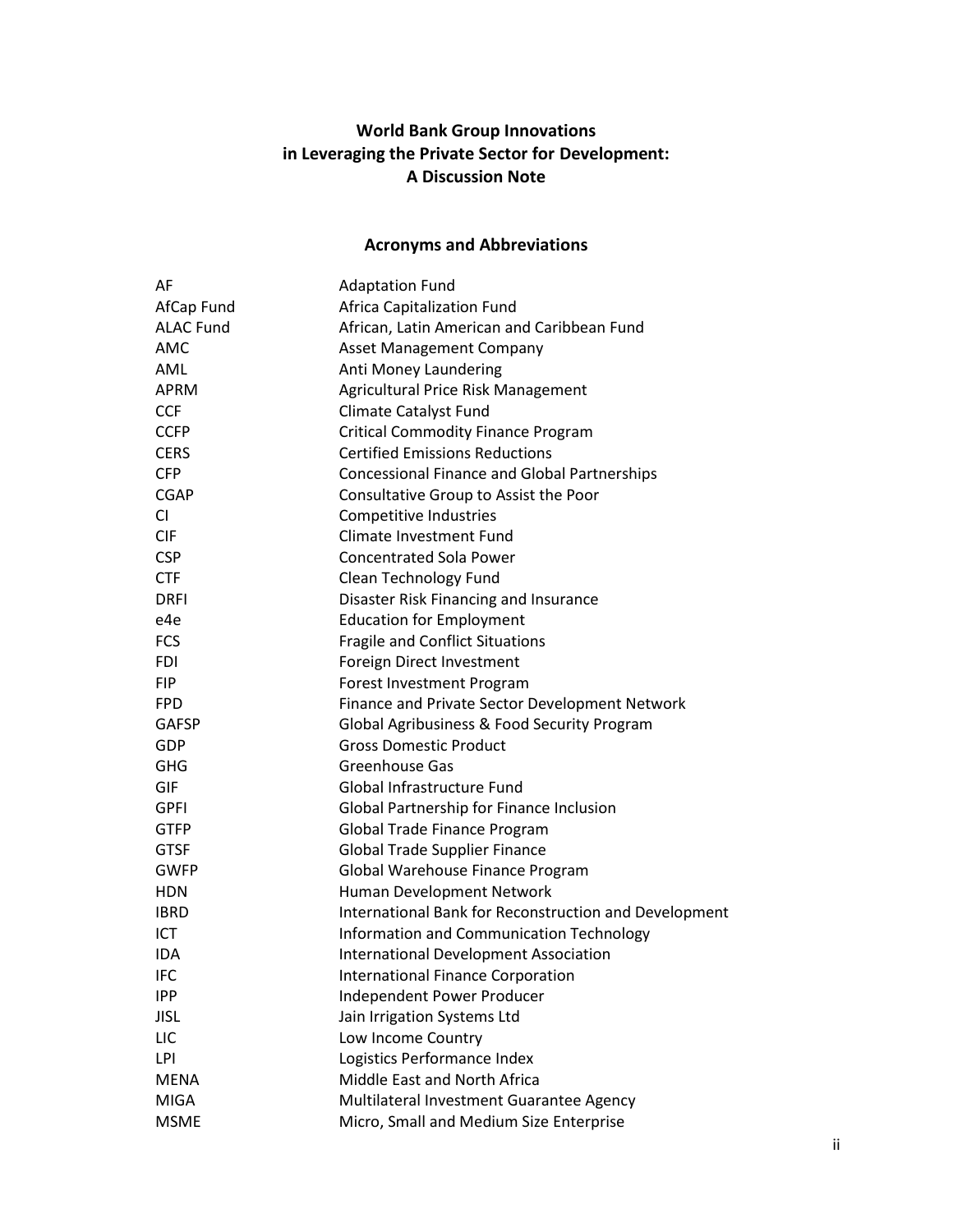**World Bank Group Innovations in Leveraging the Private Sector for Development: A Discussion Note**

## Acronyms and Abbreviations

| | |
|---|---|
| AF | Adaptation Fund |
| AfCap Fund | Africa Capitalization Fund |
| ALAC Fund | African, Latin American and Caribbean Fund |
| AMC | Asset Management Company |
| AML | Anti Money Laundering |
| APRM | Agricultural Price Risk Management |
| CCF | Climate Catalyst Fund |
| CCFP | Critical Commodity Finance Program |
| CERS | Certified Emissions Reductions |
| CFP | Concessional Finance and Global Partnerships |
| CGAP | Consultative Group to Assist the Poor |
| CI | Competitive Industries |
| CIF | Climate Investment Fund |
| CSP | Concentrated Sola Power |
| CTF | Clean Technology Fund |
| DRFI | Disaster Risk Financing and Insurance |
| e4e | Education for Employment |
| FCS | Fragile and Conflict Situations |
| FDI | Foreign Direct Investment |
| FIP | Forest Investment Program |
| FPD | Finance and Private Sector Development Network |
| GAFSP | Global Agribusiness & Food Security Program |
| GDP | Gross Domestic Product |
| GHG | Greenhouse Gas |
| GIF | Global Infrastructure Fund |
| GPFI | Global Partnership for Finance Inclusion |
| GTFP | Global Trade Finance Program |
| GTSF | Global Trade Supplier Finance |
| GWFP | Global Warehouse Finance Program |
| HDN | Human Development Network |
| IBRD | International Bank for Reconstruction and Development |
| ICT | Information and Communication Technology |
| IDA | International Development Association |
| IFC | International Finance Corporation |
| IPP | Independent Power Producer |
| JISL | Jain Irrigation Systems Ltd |
| LIC | Low Income Country |
| LPI | Logistics Performance Index |
| MENA | Middle East and North Africa |
| MIGA | Multilateral Investment Guarantee Agency |
| MSME | Micro, Small and Medium Size Enterprise |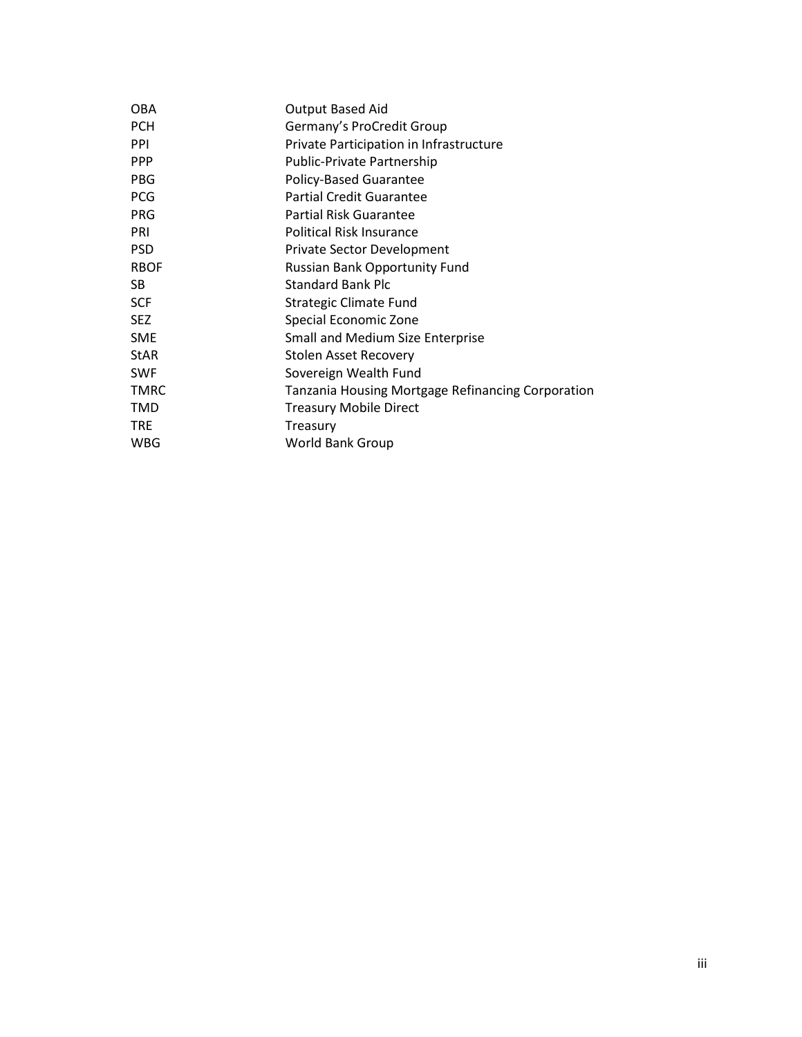| | |
|---|---|
| OBA | Output Based Aid |
| PCH | Germany's ProCredit Group |
| PPI | Private Participation in Infrastructure |
| PPP | Public-Private Partnership |
| PBG | Policy-Based Guarantee |
| PCG | Partial Credit Guarantee |
| PRG | Partial Risk Guarantee |
| PRI | Political Risk Insurance |
| PSD | Private Sector Development |
| RBOF | Russian Bank Opportunity Fund |
| SB | Standard Bank Plc |
| SCF | Strategic Climate Fund |
| SEZ | Special Economic Zone |
| SME | Small and Medium Size Enterprise |
| StAR | Stolen Asset Recovery |
| SWF | Sovereign Wealth Fund |
| TMRC | Tanzania Housing Mortgage Refinancing Corporation |
| TMD | Treasury Mobile Direct |
| TRE | Treasury |
| WBG | World Bank Group |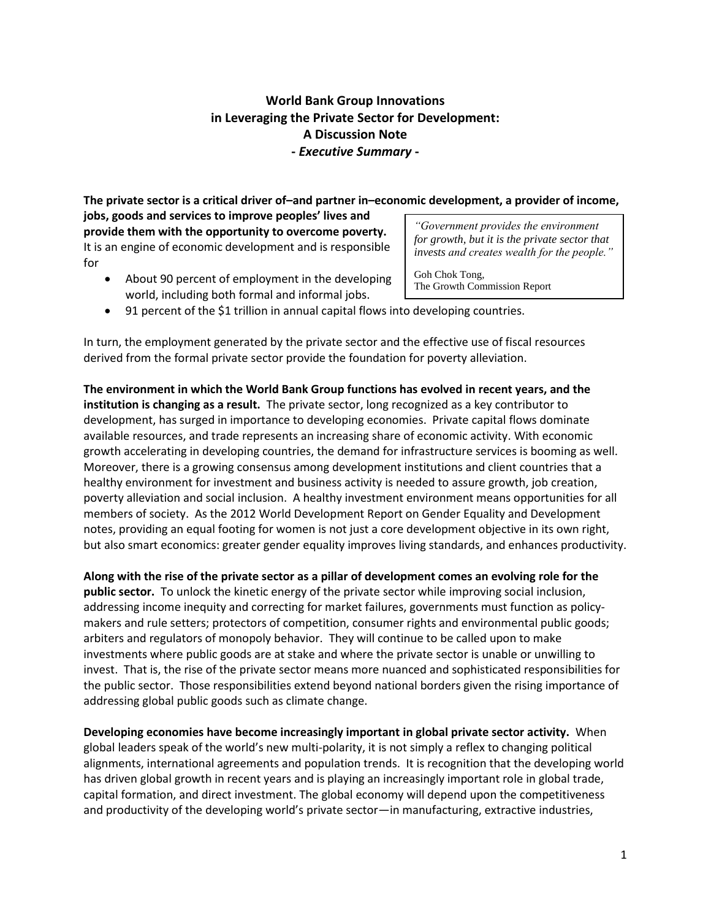# World Bank Group Innovations in Leveraging the Private Sector for Development: A Discussion Note

## - *Executive Summary* -

> *"Government provides the environment for growth, but it is the private sector that invests and creates wealth for the people."*
>
> Goh Chok Tong,
> The Growth Commission Report

**The private sector is a critical driver of–and partner in–economic development, a provider of income, jobs, goods and services to improve peoples' lives and provide them with the opportunity to overcome poverty.** It is an engine of economic development and is responsible for

- About 90 percent of employment in the developing world, including both formal and informal jobs.
- 91 percent of the $1 trillion in annual capital flows into developing countries.

In turn, the employment generated by the private sector and the effective use of fiscal resources derived from the formal private sector provide the foundation for poverty alleviation.

**The environment in which the World Bank Group functions has evolved in recent years, and the institution is changing as a result.** The private sector, long recognized as a key contributor to development, has surged in importance to developing economies. Private capital flows dominate available resources, and trade represents an increasing share of economic activity. With economic growth accelerating in developing countries, the demand for infrastructure services is booming as well. Moreover, there is a growing consensus among development institutions and client countries that a healthy environment for investment and business activity is needed to assure growth, job creation, poverty alleviation and social inclusion. A healthy investment environment means opportunities for all members of society. As the 2012 World Development Report on Gender Equality and Development notes, providing an equal footing for women is not just a core development objective in its own right, but also smart economics: greater gender equality improves living standards, and enhances productivity.

**Along with the rise of the private sector as a pillar of development comes an evolving role for the public sector.** To unlock the kinetic energy of the private sector while improving social inclusion, addressing income inequity and correcting for market failures, governments must function as policy-makers and rule setters; protectors of competition, consumer rights and environmental public goods; arbiters and regulators of monopoly behavior. They will continue to be called upon to make investments where public goods are at stake and where the private sector is unable or unwilling to invest. That is, the rise of the private sector means more nuanced and sophisticated responsibilities for the public sector. Those responsibilities extend beyond national borders given the rising importance of addressing global public goods such as climate change.

**Developing economies have become increasingly important in global private sector activity.** When global leaders speak of the world's new multi-polarity, it is not simply a reflex to changing political alignments, international agreements and population trends. It is recognition that the developing world has driven global growth in recent years and is playing an increasingly important role in global trade, capital formation, and direct investment. The global economy will depend upon the competitiveness and productivity of the developing world's private sector—in manufacturing, extractive industries,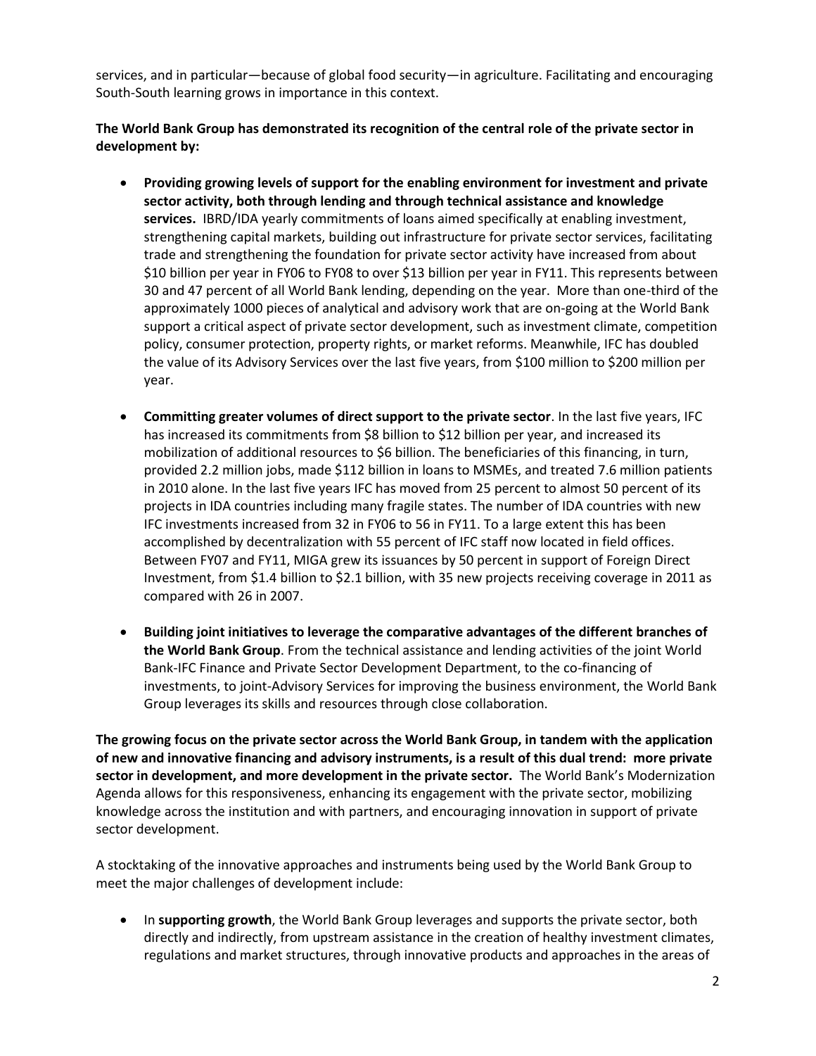services, and in particular—because of global food security—in agriculture. Facilitating and encouraging South-South learning grows in importance in this context.

**The World Bank Group has demonstrated its recognition of the central role of the private sector in development by:**

- **Providing growing levels of support for the enabling environment for investment and private sector activity, both through lending and through technical assistance and knowledge services.** IBRD/IDA yearly commitments of loans aimed specifically at enabling investment, strengthening capital markets, building out infrastructure for private sector services, facilitating trade and strengthening the foundation for private sector activity have increased from about $10 billion per year in FY06 to FY08 to over $13 billion per year in FY11. This represents between 30 and 47 percent of all World Bank lending, depending on the year. More than one-third of the approximately 1000 pieces of analytical and advisory work that are on-going at the World Bank support a critical aspect of private sector development, such as investment climate, competition policy, consumer protection, property rights, or market reforms. Meanwhile, IFC has doubled the value of its Advisory Services over the last five years, from $100 million to $200 million per year.

- **Committing greater volumes of direct support to the private sector**. In the last five years, IFC has increased its commitments from $8 billion to $12 billion per year, and increased its mobilization of additional resources to $6 billion. The beneficiaries of this financing, in turn, provided 2.2 million jobs, made $112 billion in loans to MSMEs, and treated 7.6 million patients in 2010 alone. In the last five years IFC has moved from 25 percent to almost 50 percent of its projects in IDA countries including many fragile states. The number of IDA countries with new IFC investments increased from 32 in FY06 to 56 in FY11. To a large extent this has been accomplished by decentralization with 55 percent of IFC staff now located in field offices. Between FY07 and FY11, MIGA grew its issuances by 50 percent in support of Foreign Direct Investment, from $1.4 billion to $2.1 billion, with 35 new projects receiving coverage in 2011 as compared with 26 in 2007.

- **Building joint initiatives to leverage the comparative advantages of the different branches of the World Bank Group**. From the technical assistance and lending activities of the joint World Bank-IFC Finance and Private Sector Development Department, to the co-financing of investments, to joint-Advisory Services for improving the business environment, the World Bank Group leverages its skills and resources through close collaboration.

**The growing focus on the private sector across the World Bank Group, in tandem with the application of new and innovative financing and advisory instruments, is a result of this dual trend: more private sector in development, and more development in the private sector.** The World Bank's Modernization Agenda allows for this responsiveness, enhancing its engagement with the private sector, mobilizing knowledge across the institution and with partners, and encouraging innovation in support of private sector development.

A stocktaking of the innovative approaches and instruments being used by the World Bank Group to meet the major challenges of development include:

- In **supporting growth**, the World Bank Group leverages and supports the private sector, both directly and indirectly, from upstream assistance in the creation of healthy investment climates, regulations and market structures, through innovative products and approaches in the areas of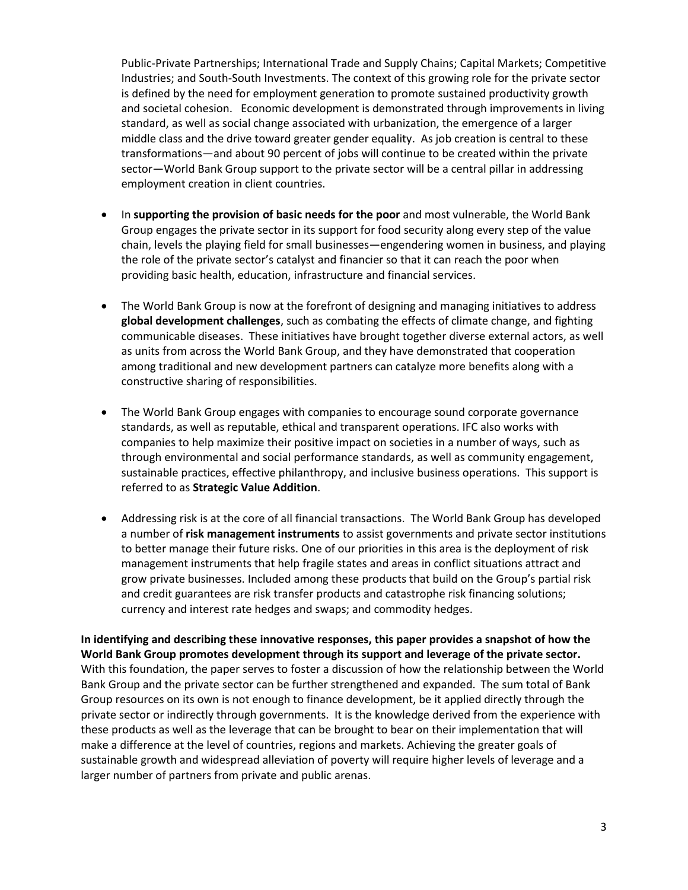Public-Private Partnerships; International Trade and Supply Chains; Capital Markets; Competitive Industries; and South-South Investments. The context of this growing role for the private sector is defined by the need for employment generation to promote sustained productivity growth and societal cohesion. Economic development is demonstrated through improvements in living standard, as well as social change associated with urbanization, the emergence of a larger middle class and the drive toward greater gender equality. As job creation is central to these transformations—and about 90 percent of jobs will continue to be created within the private sector—World Bank Group support to the private sector will be a central pillar in addressing employment creation in client countries.

- In **supporting the provision of basic needs for the poor** and most vulnerable, the World Bank Group engages the private sector in its support for food security along every step of the value chain, levels the playing field for small businesses—engendering women in business, and playing the role of the private sector's catalyst and financier so that it can reach the poor when providing basic health, education, infrastructure and financial services.

- The World Bank Group is now at the forefront of designing and managing initiatives to address **global development challenges**, such as combating the effects of climate change, and fighting communicable diseases. These initiatives have brought together diverse external actors, as well as units from across the World Bank Group, and they have demonstrated that cooperation among traditional and new development partners can catalyze more benefits along with a constructive sharing of responsibilities.

- The World Bank Group engages with companies to encourage sound corporate governance standards, as well as reputable, ethical and transparent operations. IFC also works with companies to help maximize their positive impact on societies in a number of ways, such as through environmental and social performance standards, as well as community engagement, sustainable practices, effective philanthropy, and inclusive business operations. This support is referred to as **Strategic Value Addition**.

- Addressing risk is at the core of all financial transactions. The World Bank Group has developed a number of **risk management instruments** to assist governments and private sector institutions to better manage their future risks. One of our priorities in this area is the deployment of risk management instruments that help fragile states and areas in conflict situations attract and grow private businesses. Included among these products that build on the Group's partial risk and credit guarantees are risk transfer products and catastrophe risk financing solutions; currency and interest rate hedges and swaps; and commodity hedges.

**In identifying and describing these innovative responses, this paper provides a snapshot of how the World Bank Group promotes development through its support and leverage of the private sector.** With this foundation, the paper serves to foster a discussion of how the relationship between the World Bank Group and the private sector can be further strengthened and expanded. The sum total of Bank Group resources on its own is not enough to finance development, be it applied directly through the private sector or indirectly through governments. It is the knowledge derived from the experience with these products as well as the leverage that can be brought to bear on their implementation that will make a difference at the level of countries, regions and markets. Achieving the greater goals of sustainable growth and widespread alleviation of poverty will require higher levels of leverage and a larger number of partners from private and public arenas.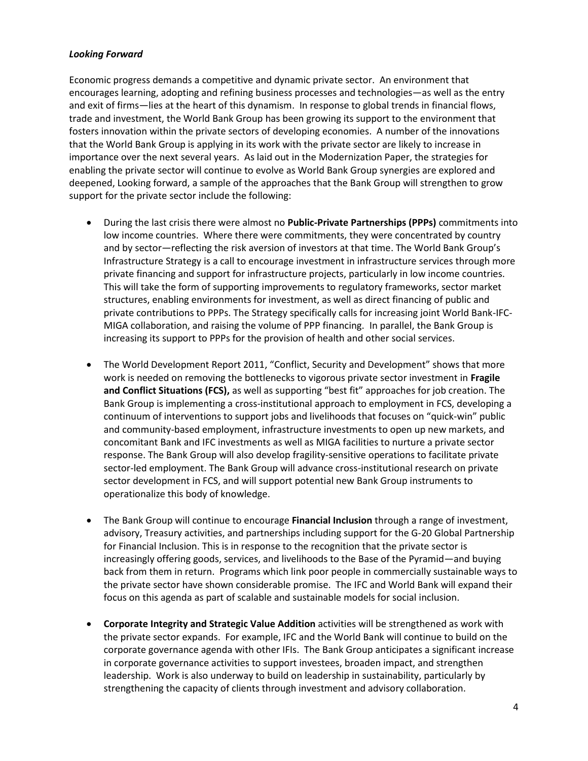***Looking Forward***

Economic progress demands a competitive and dynamic private sector. An environment that encourages learning, adopting and refining business processes and technologies—as well as the entry and exit of firms—lies at the heart of this dynamism. In response to global trends in financial flows, trade and investment, the World Bank Group has been growing its support to the environment that fosters innovation within the private sectors of developing economies. A number of the innovations that the World Bank Group is applying in its work with the private sector are likely to increase in importance over the next several years. As laid out in the Modernization Paper, the strategies for enabling the private sector will continue to evolve as World Bank Group synergies are explored and deepened, Looking forward, a sample of the approaches that the Bank Group will strengthen to grow support for the private sector include the following:

- During the last crisis there were almost no **Public-Private Partnerships (PPPs)** commitments into low income countries. Where there were commitments, they were concentrated by country and by sector—reflecting the risk aversion of investors at that time. The World Bank Group's Infrastructure Strategy is a call to encourage investment in infrastructure services through more private financing and support for infrastructure projects, particularly in low income countries. This will take the form of supporting improvements to regulatory frameworks, sector market structures, enabling environments for investment, as well as direct financing of public and private contributions to PPPs. The Strategy specifically calls for increasing joint World Bank-IFC-MIGA collaboration, and raising the volume of PPP financing. In parallel, the Bank Group is increasing its support to PPPs for the provision of health and other social services.

- The World Development Report 2011, "Conflict, Security and Development" shows that more work is needed on removing the bottlenecks to vigorous private sector investment in **Fragile and Conflict Situations (FCS),** as well as supporting "best fit" approaches for job creation. The Bank Group is implementing a cross-institutional approach to employment in FCS, developing a continuum of interventions to support jobs and livelihoods that focuses on "quick-win" public and community-based employment, infrastructure investments to open up new markets, and concomitant Bank and IFC investments as well as MIGA facilities to nurture a private sector response. The Bank Group will also develop fragility-sensitive operations to facilitate private sector-led employment. The Bank Group will advance cross-institutional research on private sector development in FCS, and will support potential new Bank Group instruments to operationalize this body of knowledge.

- The Bank Group will continue to encourage **Financial Inclusion** through a range of investment, advisory, Treasury activities, and partnerships including support for the G-20 Global Partnership for Financial Inclusion. This is in response to the recognition that the private sector is increasingly offering goods, services, and livelihoods to the Base of the Pyramid—and buying back from them in return. Programs which link poor people in commercially sustainable ways to the private sector have shown considerable promise. The IFC and World Bank will expand their focus on this agenda as part of scalable and sustainable models for social inclusion.

- **Corporate Integrity and Strategic Value Addition** activities will be strengthened as work with the private sector expands. For example, IFC and the World Bank will continue to build on the corporate governance agenda with other IFIs. The Bank Group anticipates a significant increase in corporate governance activities to support investees, broaden impact, and strengthen leadership. Work is also underway to build on leadership in sustainability, particularly by strengthening the capacity of clients through investment and advisory collaboration.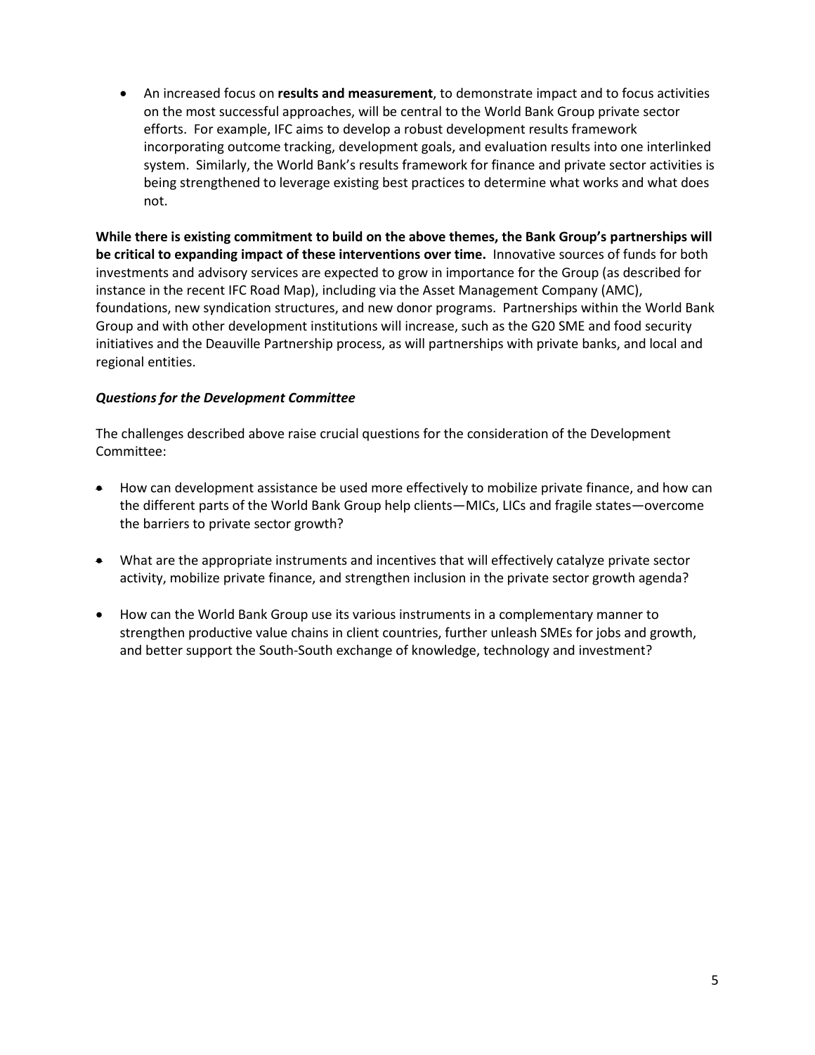- An increased focus on **results and measurement**, to demonstrate impact and to focus activities on the most successful approaches, will be central to the World Bank Group private sector efforts. For example, IFC aims to develop a robust development results framework incorporating outcome tracking, development goals, and evaluation results into one interlinked system. Similarly, the World Bank's results framework for finance and private sector activities is being strengthened to leverage existing best practices to determine what works and what does not.

**While there is existing commitment to build on the above themes, the Bank Group's partnerships will be critical to expanding impact of these interventions over time.** Innovative sources of funds for both investments and advisory services are expected to grow in importance for the Group (as described for instance in the recent IFC Road Map), including via the Asset Management Company (AMC), foundations, new syndication structures, and new donor programs. Partnerships within the World Bank Group and with other development institutions will increase, such as the G20 SME and food security initiatives and the Deauville Partnership process, as will partnerships with private banks, and local and regional entities.

***Questions for the Development Committee***

The challenges described above raise crucial questions for the consideration of the Development Committee:

- How can development assistance be used more effectively to mobilize private finance, and how can the different parts of the World Bank Group help clients—MICs, LICs and fragile states—overcome the barriers to private sector growth?

- What are the appropriate instruments and incentives that will effectively catalyze private sector activity, mobilize private finance, and strengthen inclusion in the private sector growth agenda?

- How can the World Bank Group use its various instruments in a complementary manner to strengthen productive value chains in client countries, further unleash SMEs for jobs and growth, and better support the South-South exchange of knowledge, technology and investment?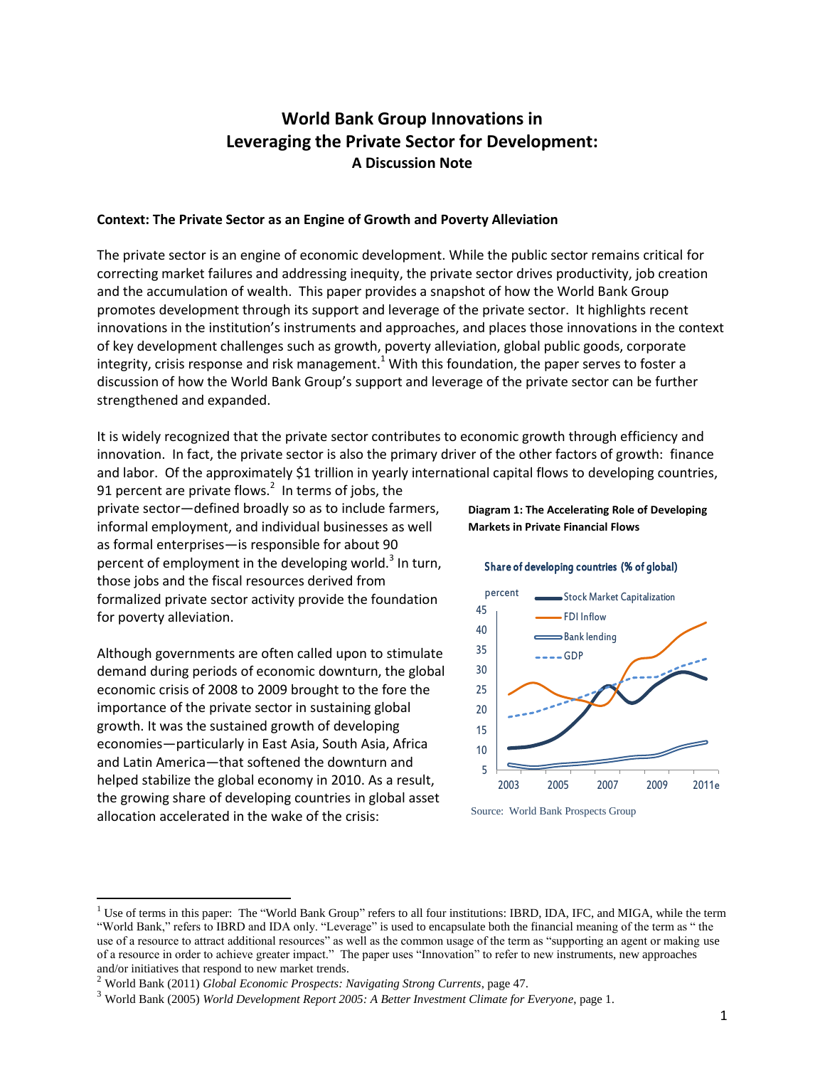# World Bank Group Innovations in Leveraging the Private Sector for Development: A Discussion Note

## Context: The Private Sector as an Engine of Growth and Poverty Alleviation

The private sector is an engine of economic development. While the public sector remains critical for correcting market failures and addressing inequity, the private sector drives productivity, job creation and the accumulation of wealth. This paper provides a snapshot of how the World Bank Group promotes development through its support and leverage of the private sector. It highlights recent innovations in the institution's instruments and approaches, and places those innovations in the context of key development challenges such as growth, poverty alleviation, global public goods, corporate integrity, crisis response and risk management.[1] With this foundation, the paper serves to foster a discussion of how the World Bank Group's support and leverage of the private sector can be further strengthened and expanded.

It is widely recognized that the private sector contributes to economic growth through efficiency and innovation. In fact, the private sector is also the primary driver of the other factors of growth: finance and labor. Of the approximately $1 trillion in yearly international capital flows to developing countries, 91 percent are private flows.[2] In terms of jobs, the private sector—defined broadly so as to include farmers, informal employment, and individual businesses as well as formal enterprises—is responsible for about 90 percent of employment in the developing world.[3] In turn, those jobs and the fiscal resources derived from formalized private sector activity provide the foundation for poverty alleviation.

Although governments are often called upon to stimulate demand during periods of economic downturn, the global economic crisis of 2008 to 2009 brought to the fore the importance of the private sector in sustaining global growth. It was the sustained growth of developing economies—particularly in East Asia, South Asia, Africa and Latin America—that softened the downturn and helped stabilize the global economy in 2010. As a result, the growing share of developing countries in global asset allocation accelerated in the wake of the crisis:

**Diagram 1: The Accelerating Role of Developing Markets in Private Financial Flows**

Share of developing countries (% of global)

Source: World Bank Prospects Group

---

[1] Use of terms in this paper: The "World Bank Group" refers to all four institutions: IBRD, IDA, IFC, and MIGA, while the term "World Bank," refers to IBRD and IDA only. "Leverage" is used to encapsulate both the financial meaning of the term as " the use of a resource to attract additional resources" as well as the common usage of the term as "supporting an agent or making use of a resource in order to achieve greater impact." The paper uses "Innovation" to refer to new instruments, new approaches and/or initiatives that respond to new market trends.

[2] World Bank (2011) *Global Economic Prospects: Navigating Strong Currents*, page 47.

[3] World Bank (2005) *World Development Report 2005: A Better Investment Climate for Everyone*, page 1.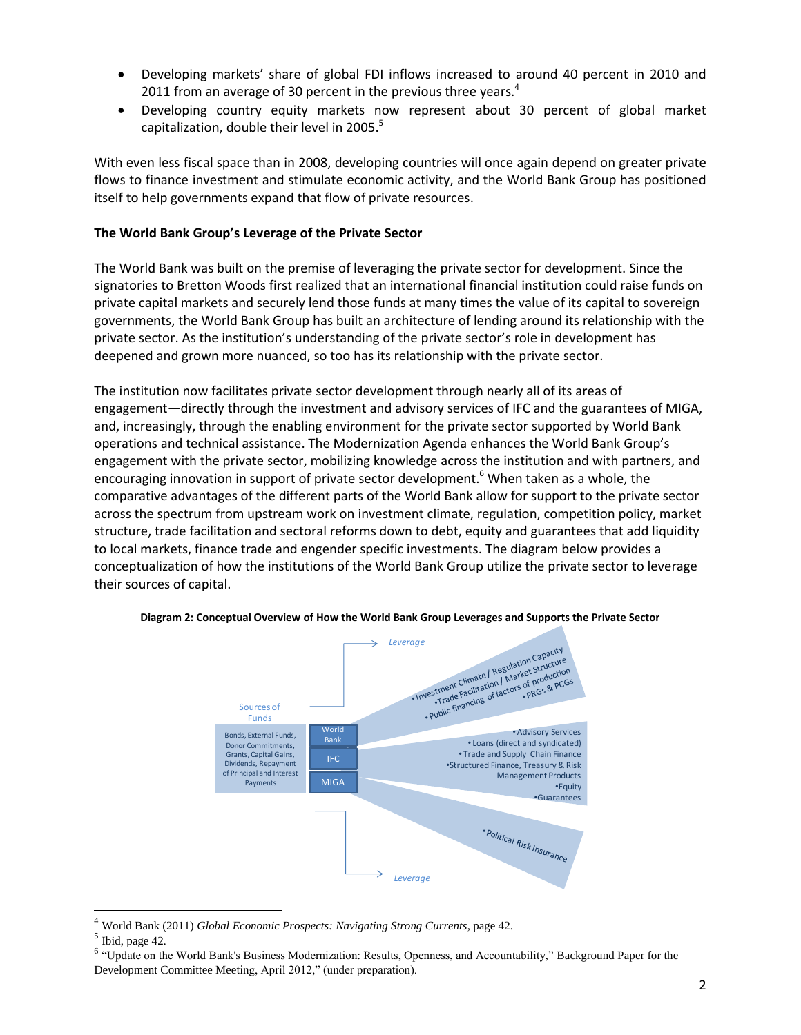- Developing markets' share of global FDI inflows increased to around 40 percent in 2010 and 2011 from an average of 30 percent in the previous three years.[4]
- Developing country equity markets now represent about 30 percent of global market capitalization, double their level in 2005.[5]

With even less fiscal space than in 2008, developing countries will once again depend on greater private flows to finance investment and stimulate economic activity, and the World Bank Group has positioned itself to help governments expand that flow of private resources.

**The World Bank Group's Leverage of the Private Sector**

The World Bank was built on the premise of leveraging the private sector for development. Since the signatories to Bretton Woods first realized that an international financial institution could raise funds on private capital markets and securely lend those funds at many times the value of its capital to sovereign governments, the World Bank Group has built an architecture of lending around its relationship with the private sector. As the institution's understanding of the private sector's role in development has deepened and grown more nuanced, so too has its relationship with the private sector.

The institution now facilitates private sector development through nearly all of its areas of engagement—directly through the investment and advisory services of IFC and the guarantees of MIGA, and, increasingly, through the enabling environment for the private sector supported by World Bank operations and technical assistance. The Modernization Agenda enhances the World Bank Group's engagement with the private sector, mobilizing knowledge across the institution and with partners, and encouraging innovation in support of private sector development.[6] When taken as a whole, the comparative advantages of the different parts of the World Bank allow for support to the private sector across the spectrum from upstream work on investment climate, regulation, competition policy, market structure, trade facilitation and sectoral reforms down to debt, equity and guarantees that add liquidity to local markets, finance trade and engender specific investments. The diagram below provides a conceptualization of how the institutions of the World Bank Group utilize the private sector to leverage their sources of capital.

**Diagram 2: Conceptual Overview of How the World Bank Group Leverages and Supports the Private Sector**

Sources of Funds: Bonds, External Funds, Donor Commitments, Grants, Capital Gains, Dividends, Repayment of Principal and Interest Payments

Leverage

World Bank
- Investment Climate / Regulation Capacity
- Trade Facilitation / Market Structure
- Public financing of factors of production
- PRGs & PCGs

IFC
- Advisory Services
- Loans (direct and syndicated)
- Trade and Supply Chain Finance
- Structured Finance, Treasury & Risk Management Products
- Equity
- Guarantees

MIGA
- Political Risk Insurance

Leverage

---

[4] World Bank (2011) *Global Economic Prospects: Navigating Strong Currents*, page 42.

[5] Ibid, page 42.

[6] "Update on the World Bank's Business Modernization: Results, Openness, and Accountability," Background Paper for the Development Committee Meeting, April 2012," (under preparation).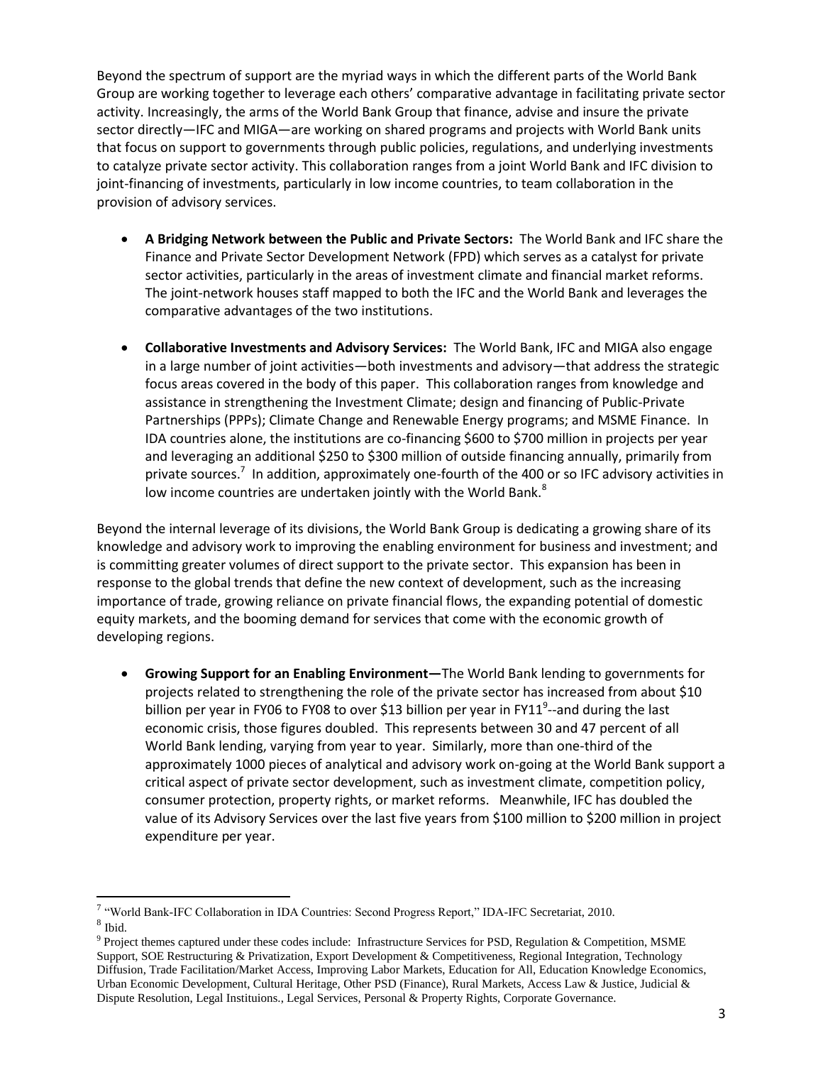Beyond the spectrum of support are the myriad ways in which the different parts of the World Bank Group are working together to leverage each others' comparative advantage in facilitating private sector activity. Increasingly, the arms of the World Bank Group that finance, advise and insure the private sector directly—IFC and MIGA—are working on shared programs and projects with World Bank units that focus on support to governments through public policies, regulations, and underlying investments to catalyze private sector activity. This collaboration ranges from a joint World Bank and IFC division to joint-financing of investments, particularly in low income countries, to team collaboration in the provision of advisory services.

- **A Bridging Network between the Public and Private Sectors:** The World Bank and IFC share the Finance and Private Sector Development Network (FPD) which serves as a catalyst for private sector activities, particularly in the areas of investment climate and financial market reforms. The joint-network houses staff mapped to both the IFC and the World Bank and leverages the comparative advantages of the two institutions.

- **Collaborative Investments and Advisory Services:** The World Bank, IFC and MIGA also engage in a large number of joint activities—both investments and advisory—that address the strategic focus areas covered in the body of this paper. This collaboration ranges from knowledge and assistance in strengthening the Investment Climate; design and financing of Public-Private Partnerships (PPPs); Climate Change and Renewable Energy programs; and MSME Finance. In IDA countries alone, the institutions are co-financing $600 to $700 million in projects per year and leveraging an additional $250 to $300 million of outside financing annually, primarily from private sources.[7] In addition, approximately one-fourth of the 400 or so IFC advisory activities in low income countries are undertaken jointly with the World Bank.[8]

Beyond the internal leverage of its divisions, the World Bank Group is dedicating a growing share of its knowledge and advisory work to improving the enabling environment for business and investment; and is committing greater volumes of direct support to the private sector. This expansion has been in response to the global trends that define the new context of development, such as the increasing importance of trade, growing reliance on private financial flows, the expanding potential of domestic equity markets, and the booming demand for services that come with the economic growth of developing regions.

- **Growing Support for an Enabling Environment—**The World Bank lending to governments for projects related to strengthening the role of the private sector has increased from about $10 billion per year in FY06 to FY08 to over $13 billion per year in FY11[9]--and during the last economic crisis, those figures doubled. This represents between 30 and 47 percent of all World Bank lending, varying from year to year. Similarly, more than one-third of the approximately 1000 pieces of analytical and advisory work on-going at the World Bank support a critical aspect of private sector development, such as investment climate, competition policy, consumer protection, property rights, or market reforms. Meanwhile, IFC has doubled the value of its Advisory Services over the last five years from $100 million to $200 million in project expenditure per year.

---

[7] "World Bank-IFC Collaboration in IDA Countries: Second Progress Report," IDA-IFC Secretariat, 2010.

[8] Ibid.

[9] Project themes captured under these codes include: Infrastructure Services for PSD, Regulation & Competition, MSME Support, SOE Restructuring & Privatization, Export Development & Competitiveness, Regional Integration, Technology Diffusion, Trade Facilitation/Market Access, Improving Labor Markets, Education for All, Education Knowledge Economics, Urban Economic Development, Cultural Heritage, Other PSD (Finance), Rural Markets, Access Law & Justice, Judicial & Dispute Resolution, Legal Instituions., Legal Services, Personal & Property Rights, Corporate Governance.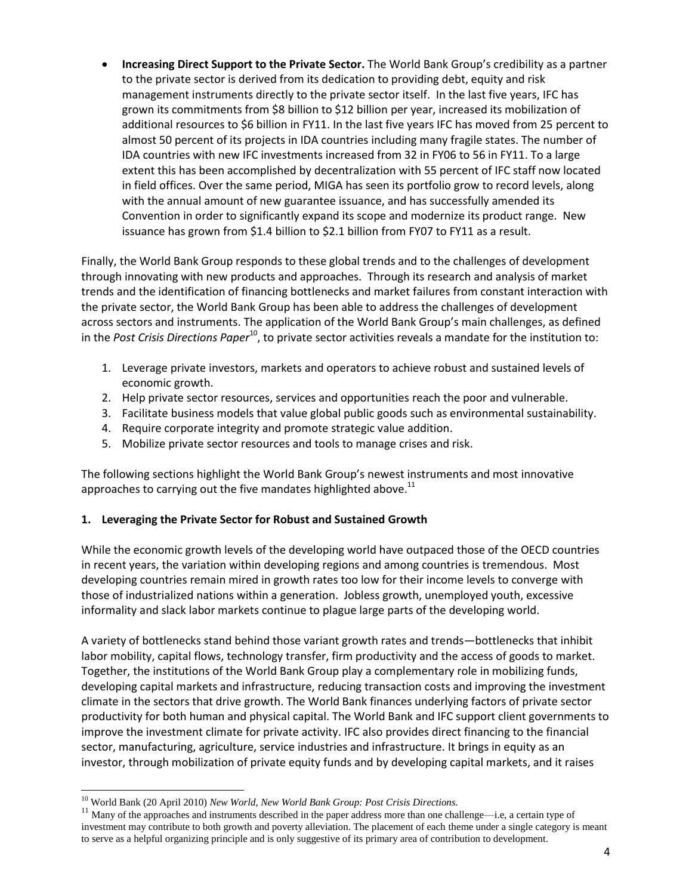- **Increasing Direct Support to the Private Sector.** The World Bank Group's credibility as a partner to the private sector is derived from its dedication to providing debt, equity and risk management instruments directly to the private sector itself. In the last five years, IFC has grown its commitments from $8 billion to $12 billion per year, increased its mobilization of additional resources to $6 billion in FY11. In the last five years IFC has moved from 25 percent to almost 50 percent of its projects in IDA countries including many fragile states. The number of IDA countries with new IFC investments increased from 32 in FY06 to 56 in FY11. To a large extent this has been accomplished by decentralization with 55 percent of IFC staff now located in field offices. Over the same period, MIGA has seen its portfolio grow to record levels, along with the annual amount of new guarantee issuance, and has successfully amended its Convention in order to significantly expand its scope and modernize its product range. New issuance has grown from $1.4 billion to $2.1 billion from FY07 to FY11 as a result.

Finally, the World Bank Group responds to these global trends and to the challenges of development through innovating with new products and approaches. Through its research and analysis of market trends and the identification of financing bottlenecks and market failures from constant interaction with the private sector, the World Bank Group has been able to address the challenges of development across sectors and instruments. The application of the World Bank Group's main challenges, as defined in the *Post Crisis Directions Paper*[10], to private sector activities reveals a mandate for the institution to:

1. Leverage private investors, markets and operators to achieve robust and sustained levels of economic growth.
2. Help private sector resources, services and opportunities reach the poor and vulnerable.
3. Facilitate business models that value global public goods such as environmental sustainability.
4. Require corporate integrity and promote strategic value addition.
5. Mobilize private sector resources and tools to manage crises and risk.

The following sections highlight the World Bank Group's newest instruments and most innovative approaches to carrying out the five mandates highlighted above.[11]

## 1. Leveraging the Private Sector for Robust and Sustained Growth

While the economic growth levels of the developing world have outpaced those of the OECD countries in recent years, the variation within developing regions and among countries is tremendous. Most developing countries remain mired in growth rates too low for their income levels to converge with those of industrialized nations within a generation. Jobless growth, unemployed youth, excessive informality and slack labor markets continue to plague large parts of the developing world.

A variety of bottlenecks stand behind those variant growth rates and trends—bottlenecks that inhibit labor mobility, capital flows, technology transfer, firm productivity and the access of goods to market. Together, the institutions of the World Bank Group play a complementary role in mobilizing funds, developing capital markets and infrastructure, reducing transaction costs and improving the investment climate in the sectors that drive growth. The World Bank finances underlying factors of private sector productivity for both human and physical capital. The World Bank and IFC support client governments to improve the investment climate for private activity. IFC also provides direct financing to the financial sector, manufacturing, agriculture, service industries and infrastructure. It brings in equity as an investor, through mobilization of private equity funds and by developing capital markets, and it raises

[10] World Bank (20 April 2010) *New World, New World Bank Group: Post Crisis Directions.*

[11] Many of the approaches and instruments described in the paper address more than one challenge—i.e, a certain type of investment may contribute to both growth and poverty alleviation. The placement of each theme under a single category is meant to serve as a helpful organizing principle and is only suggestive of its primary area of contribution to development.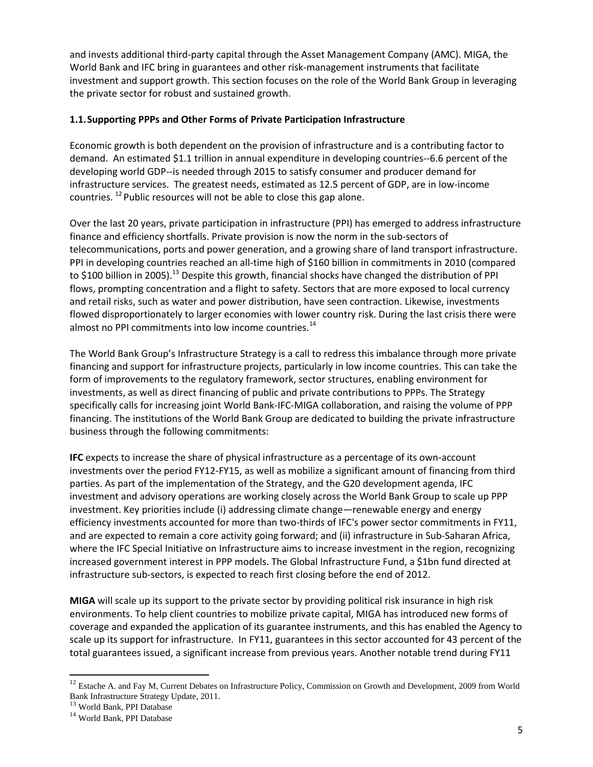and invests additional third-party capital through the Asset Management Company (AMC). MIGA, the World Bank and IFC bring in guarantees and other risk-management instruments that facilitate investment and support growth. This section focuses on the role of the World Bank Group in leveraging the private sector for robust and sustained growth.

### 1.1. Supporting PPPs and Other Forms of Private Participation Infrastructure

Economic growth is both dependent on the provision of infrastructure and is a contributing factor to demand. An estimated $1.1 trillion in annual expenditure in developing countries--6.6 percent of the developing world GDP--is needed through 2015 to satisfy consumer and producer demand for infrastructure services. The greatest needs, estimated as 12.5 percent of GDP, are in low-income countries. [12] Public resources will not be able to close this gap alone.

Over the last 20 years, private participation in infrastructure (PPI) has emerged to address infrastructure finance and efficiency shortfalls. Private provision is now the norm in the sub-sectors of telecommunications, ports and power generation, and a growing share of land transport infrastructure. PPI in developing countries reached an all-time high of $160 billion in commitments in 2010 (compared to $100 billion in 2005).[13] Despite this growth, financial shocks have changed the distribution of PPI flows, prompting concentration and a flight to safety. Sectors that are more exposed to local currency and retail risks, such as water and power distribution, have seen contraction. Likewise, investments flowed disproportionately to larger economies with lower country risk. During the last crisis there were almost no PPI commitments into low income countries.[14]

The World Bank Group's Infrastructure Strategy is a call to redress this imbalance through more private financing and support for infrastructure projects, particularly in low income countries. This can take the form of improvements to the regulatory framework, sector structures, enabling environment for investments, as well as direct financing of public and private contributions to PPPs. The Strategy specifically calls for increasing joint World Bank-IFC-MIGA collaboration, and raising the volume of PPP financing. The institutions of the World Bank Group are dedicated to building the private infrastructure business through the following commitments:

**IFC** expects to increase the share of physical infrastructure as a percentage of its own-account investments over the period FY12-FY15, as well as mobilize a significant amount of financing from third parties. As part of the implementation of the Strategy, and the G20 development agenda, IFC investment and advisory operations are working closely across the World Bank Group to scale up PPP investment. Key priorities include (i) addressing climate change—renewable energy and energy efficiency investments accounted for more than two-thirds of IFC's power sector commitments in FY11, and are expected to remain a core activity going forward; and (ii) infrastructure in Sub-Saharan Africa, where the IFC Special Initiative on Infrastructure aims to increase investment in the region, recognizing increased government interest in PPP models. The Global Infrastructure Fund, a $1bn fund directed at infrastructure sub-sectors, is expected to reach first closing before the end of 2012.

**MIGA** will scale up its support to the private sector by providing political risk insurance in high risk environments. To help client countries to mobilize private capital, MIGA has introduced new forms of coverage and expanded the application of its guarantee instruments, and this has enabled the Agency to scale up its support for infrastructure. In FY11, guarantees in this sector accounted for 43 percent of the total guarantees issued, a significant increase from previous years. Another notable trend during FY11

---

[12] Estache A. and Fay M, Current Debates on Infrastructure Policy, Commission on Growth and Development, 2009 from World Bank Infrastructure Strategy Update, 2011.

[13] World Bank, PPI Database

[14] World Bank, PPI Database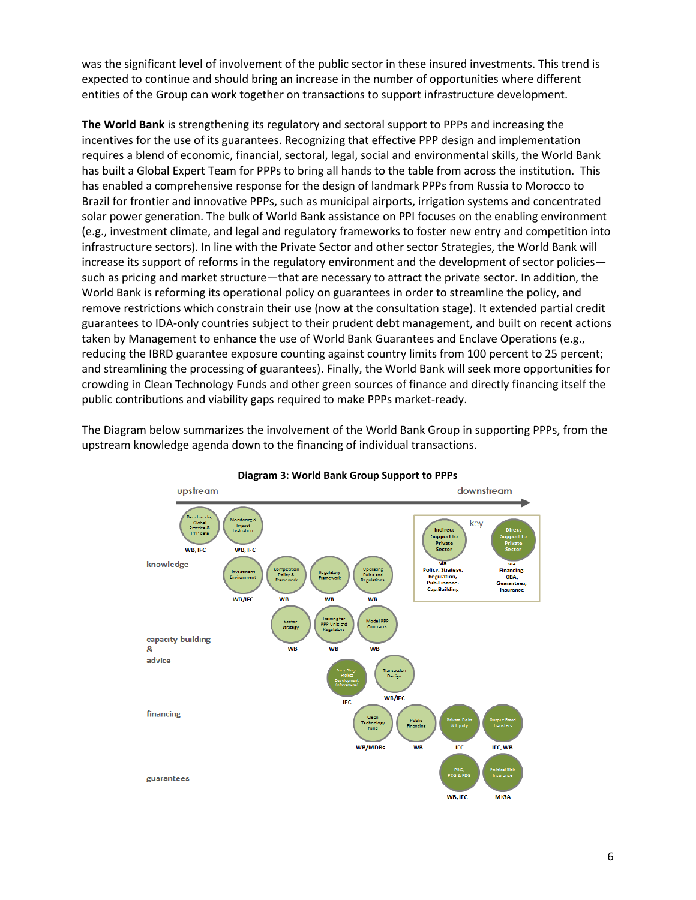was the significant level of involvement of the public sector in these insured investments. This trend is expected to continue and should bring an increase in the number of opportunities where different entities of the Group can work together on transactions to support infrastructure development.

**The World Bank** is strengthening its regulatory and sectoral support to PPPs and increasing the incentives for the use of its guarantees. Recognizing that effective PPP design and implementation requires a blend of economic, financial, sectoral, legal, social and environmental skills, the World Bank has built a Global Expert Team for PPPs to bring all hands to the table from across the institution. This has enabled a comprehensive response for the design of landmark PPPs from Russia to Morocco to Brazil for frontier and innovative PPPs, such as municipal airports, irrigation systems and concentrated solar power generation. The bulk of World Bank assistance on PPI focuses on the enabling environment (e.g., investment climate, and legal and regulatory frameworks to foster new entry and competition into infrastructure sectors). In line with the Private Sector and other sector Strategies, the World Bank will increase its support of reforms in the regulatory environment and the development of sector policies—such as pricing and market structure—that are necessary to attract the private sector. In addition, the World Bank is reforming its operational policy on guarantees in order to streamline the policy, and remove restrictions which constrain their use (now at the consultation stage). It extended partial credit guarantees to IDA-only countries subject to their prudent debt management, and built on recent actions taken by Management to enhance the use of World Bank Guarantees and Enclave Operations (e.g., reducing the IBRD guarantee exposure counting against country limits from 100 percent to 25 percent; and streamlining the processing of guarantees). Finally, the World Bank will seek more opportunities for crowding in Clean Technology Funds and other green sources of finance and directly financing itself the public contributions and viability gaps required to make PPPs market-ready.

The Diagram below summarizes the involvement of the World Bank Group in supporting PPPs, from the upstream knowledge agenda down to the financing of individual transactions.

**Diagram 3: World Bank Group Support to PPPs**

upstream → downstream

key: Indirect Support to Private Sector via Policy, Strategy, Regulation, Pub.Finance, Cap.Building; Direct Support to Private Sector via Financing, OBA, Guarantees, Insurance

knowledge: Benchmarks, Global Practice & PPP data (WB, IFC); Monitoring & Impact Evaluation (WB, IFC); Investment Environment (WB/IFC); Competition Policy & Framework (WB); Regulatory Framework (WB); Operating Rules and Regulations (WB)

capacity building & advice: Sector Strategy (WB); Training for PPP Units and Regulators (WB); Model PPP Contracts (WB); Early Stage Project Development (InfraVentures) (IFC); Transaction Design (WB/IFC)

financing: Clean Technology Fund (WB/MDBs); Public Financing (WB); Private Debt & Equity (IFC); Output Based Transfers (IFC, WB)

guarantees: PRG, PCG & PBG (WB, IFC); Political Risk Insurance (MIGA)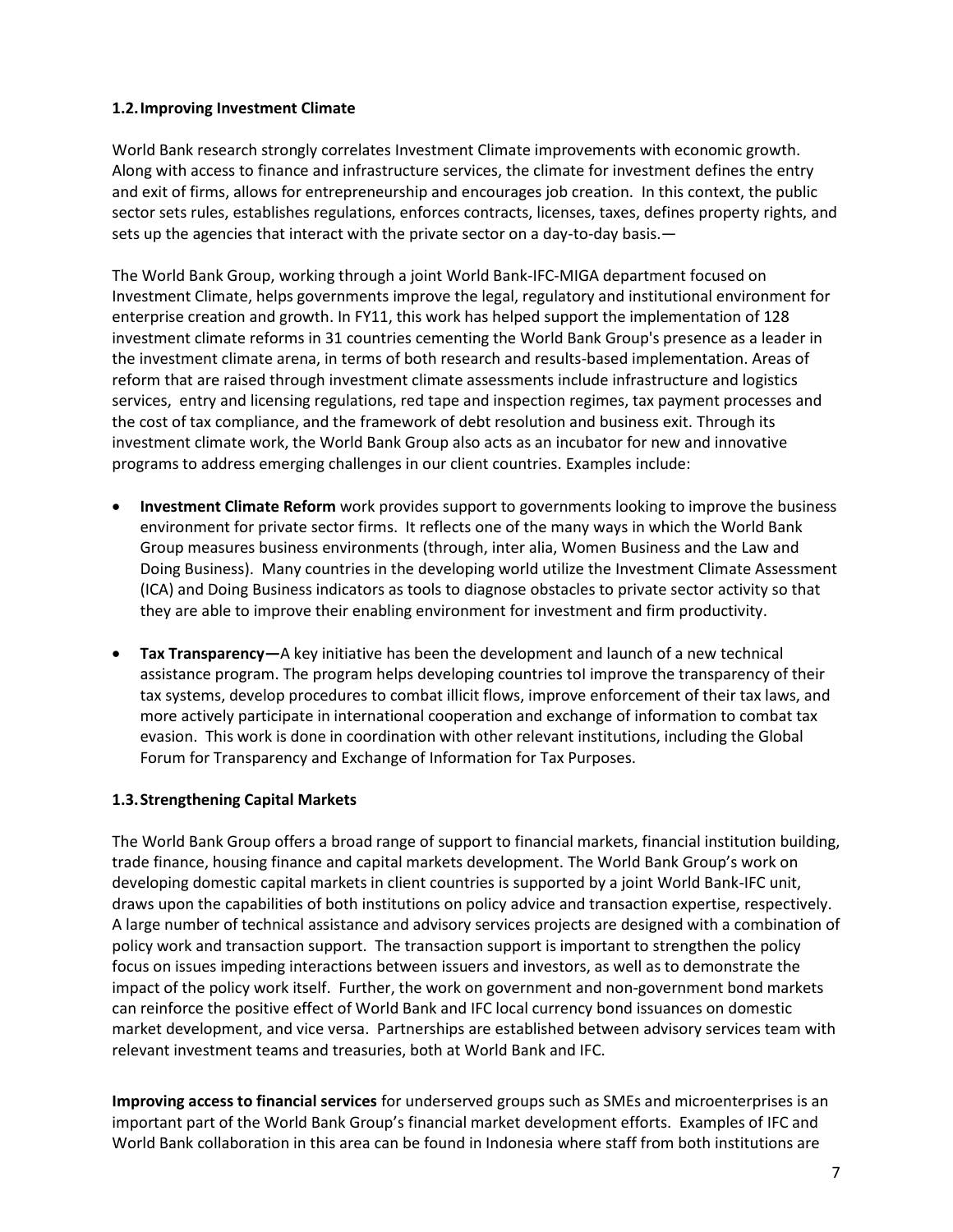### 1.2. Improving Investment Climate

World Bank research strongly correlates Investment Climate improvements with economic growth. Along with access to finance and infrastructure services, the climate for investment defines the entry and exit of firms, allows for entrepreneurship and encourages job creation. In this context, the public sector sets rules, establishes regulations, enforces contracts, licenses, taxes, defines property rights, and sets up the agencies that interact with the private sector on a day-to-day basis.—

The World Bank Group, working through a joint World Bank-IFC-MIGA department focused on Investment Climate, helps governments improve the legal, regulatory and institutional environment for enterprise creation and growth. In FY11, this work has helped support the implementation of 128 investment climate reforms in 31 countries cementing the World Bank Group's presence as a leader in the investment climate arena, in terms of both research and results-based implementation. Areas of reform that are raised through investment climate assessments include infrastructure and logistics services, entry and licensing regulations, red tape and inspection regimes, tax payment processes and the cost of tax compliance, and the framework of debt resolution and business exit. Through its investment climate work, the World Bank Group also acts as an incubator for new and innovative programs to address emerging challenges in our client countries. Examples include:

- **Investment Climate Reform** work provides support to governments looking to improve the business environment for private sector firms. It reflects one of the many ways in which the World Bank Group measures business environments (through, inter alia, Women Business and the Law and Doing Business). Many countries in the developing world utilize the Investment Climate Assessment (ICA) and Doing Business indicators as tools to diagnose obstacles to private sector activity so that they are able to improve their enabling environment for investment and firm productivity.

- **Tax Transparency—**A key initiative has been the development and launch of a new technical assistance program. The program helps developing countries toI improve the transparency of their tax systems, develop procedures to combat illicit flows, improve enforcement of their tax laws, and more actively participate in international cooperation and exchange of information to combat tax evasion. This work is done in coordination with other relevant institutions, including the Global Forum for Transparency and Exchange of Information for Tax Purposes.

### 1.3. Strengthening Capital Markets

The World Bank Group offers a broad range of support to financial markets, financial institution building, trade finance, housing finance and capital markets development. The World Bank Group's work on developing domestic capital markets in client countries is supported by a joint World Bank-IFC unit, draws upon the capabilities of both institutions on policy advice and transaction expertise, respectively. A large number of technical assistance and advisory services projects are designed with a combination of policy work and transaction support. The transaction support is important to strengthen the policy focus on issues impeding interactions between issuers and investors, as well as to demonstrate the impact of the policy work itself. Further, the work on government and non-government bond markets can reinforce the positive effect of World Bank and IFC local currency bond issuances on domestic market development, and vice versa. Partnerships are established between advisory services team with relevant investment teams and treasuries, both at World Bank and IFC.

**Improving access to financial services** for underserved groups such as SMEs and microenterprises is an important part of the World Bank Group's financial market development efforts. Examples of IFC and World Bank collaboration in this area can be found in Indonesia where staff from both institutions are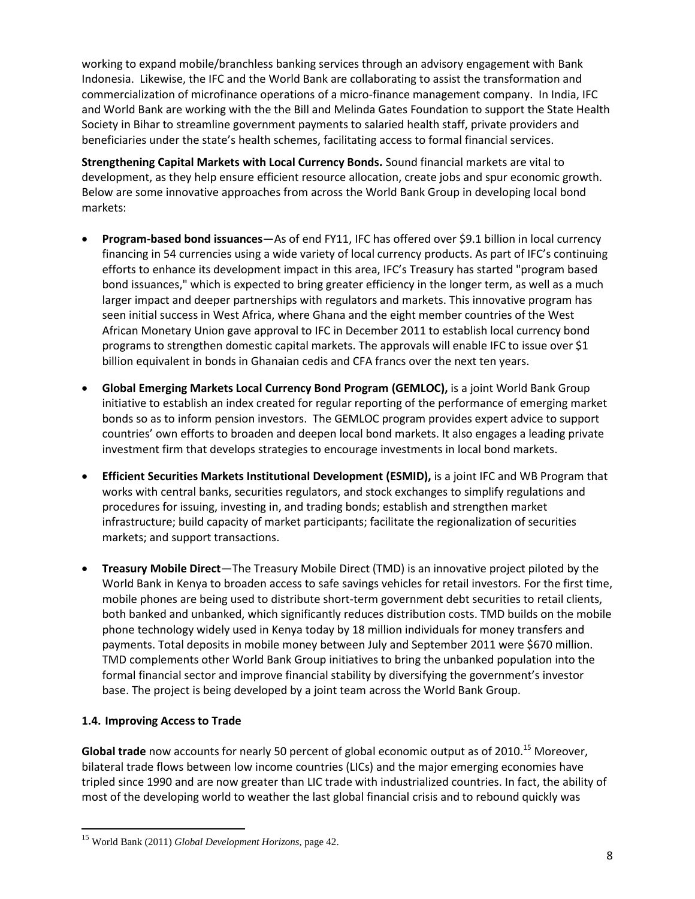working to expand mobile/branchless banking services through an advisory engagement with Bank Indonesia. Likewise, the IFC and the World Bank are collaborating to assist the transformation and commercialization of microfinance operations of a micro-finance management company. In India, IFC and World Bank are working with the the Bill and Melinda Gates Foundation to support the State Health Society in Bihar to streamline government payments to salaried health staff, private providers and beneficiaries under the state's health schemes, facilitating access to formal financial services.

**Strengthening Capital Markets with Local Currency Bonds.** Sound financial markets are vital to development, as they help ensure efficient resource allocation, create jobs and spur economic growth. Below are some innovative approaches from across the World Bank Group in developing local bond markets:

- **Program-based bond issuances**—As of end FY11, IFC has offered over $9.1 billion in local currency financing in 54 currencies using a wide variety of local currency products. As part of IFC's continuing efforts to enhance its development impact in this area, IFC's Treasury has started "program based bond issuances," which is expected to bring greater efficiency in the longer term, as well as a much larger impact and deeper partnerships with regulators and markets. This innovative program has seen initial success in West Africa, where Ghana and the eight member countries of the West African Monetary Union gave approval to IFC in December 2011 to establish local currency bond programs to strengthen domestic capital markets. The approvals will enable IFC to issue over $1 billion equivalent in bonds in Ghanaian cedis and CFA francs over the next ten years.

- **Global Emerging Markets Local Currency Bond Program (GEMLOC),** is a joint World Bank Group initiative to establish an index created for regular reporting of the performance of emerging market bonds so as to inform pension investors. The GEMLOC program provides expert advice to support countries' own efforts to broaden and deepen local bond markets. It also engages a leading private investment firm that develops strategies to encourage investments in local bond markets.

- **Efficient Securities Markets Institutional Development (ESMID),** is a joint IFC and WB Program that works with central banks, securities regulators, and stock exchanges to simplify regulations and procedures for issuing, investing in, and trading bonds; establish and strengthen market infrastructure; build capacity of market participants; facilitate the regionalization of securities markets; and support transactions.

- **Treasury Mobile Direct**—The Treasury Mobile Direct (TMD) is an innovative project piloted by the World Bank in Kenya to broaden access to safe savings vehicles for retail investors. For the first time, mobile phones are being used to distribute short-term government debt securities to retail clients, both banked and unbanked, which significantly reduces distribution costs. TMD builds on the mobile phone technology widely used in Kenya today by 18 million individuals for money transfers and payments. Total deposits in mobile money between July and September 2011 were $670 million. TMD complements other World Bank Group initiatives to bring the unbanked population into the formal financial sector and improve financial stability by diversifying the government's investor base. The project is being developed by a joint team across the World Bank Group.

### 1.4. Improving Access to Trade

**Global trade** now accounts for nearly 50 percent of global economic output as of 2010.[15] Moreover, bilateral trade flows between low income countries (LICs) and the major emerging economies have tripled since 1990 and are now greater than LIC trade with industrialized countries. In fact, the ability of most of the developing world to weather the last global financial crisis and to rebound quickly was

[15] World Bank (2011) *Global Development Horizons*, page 42.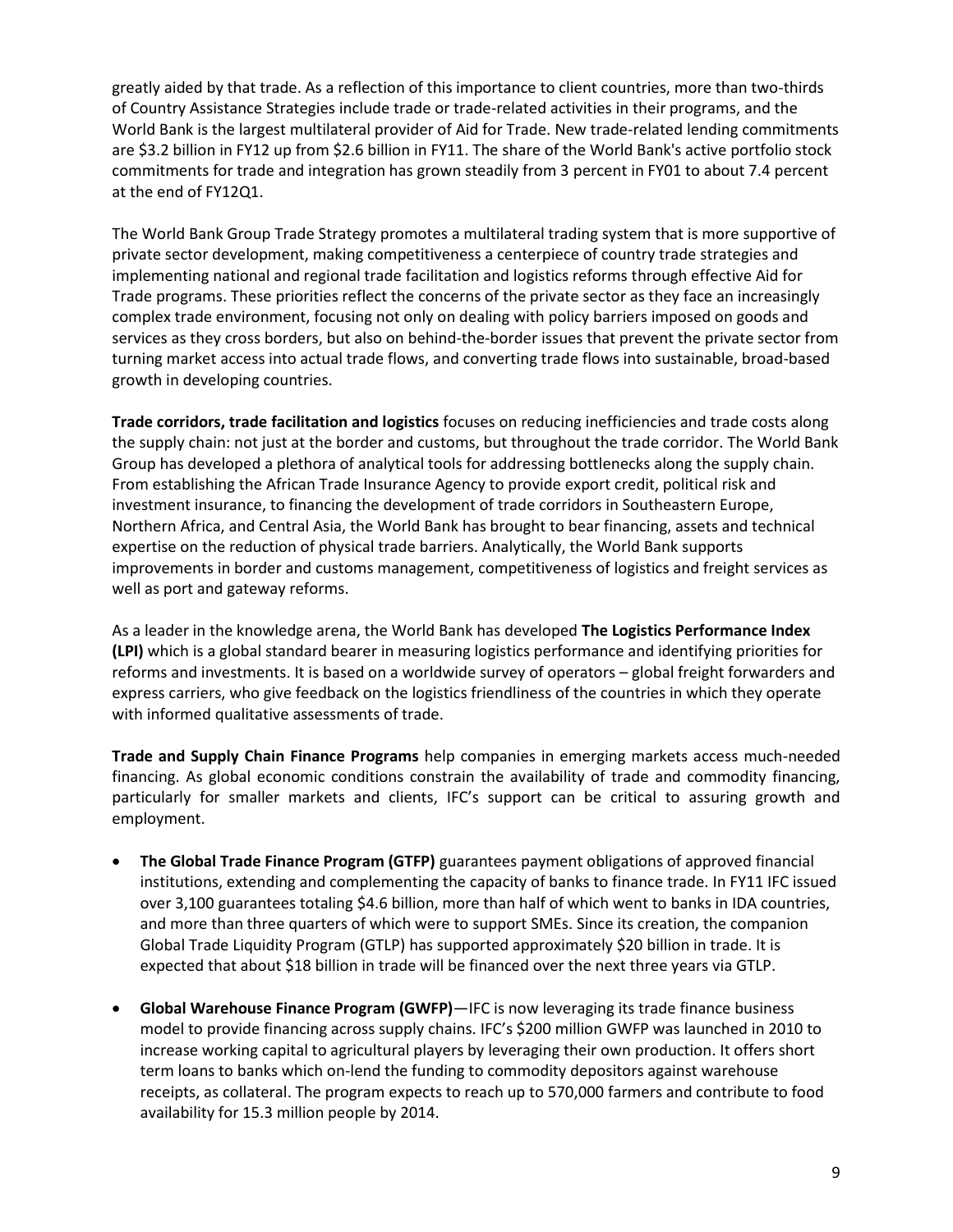greatly aided by that trade. As a reflection of this importance to client countries, more than two-thirds of Country Assistance Strategies include trade or trade-related activities in their programs, and the World Bank is the largest multilateral provider of Aid for Trade. New trade-related lending commitments are $3.2 billion in FY12 up from $2.6 billion in FY11. The share of the World Bank's active portfolio stock commitments for trade and integration has grown steadily from 3 percent in FY01 to about 7.4 percent at the end of FY12Q1.

The World Bank Group Trade Strategy promotes a multilateral trading system that is more supportive of private sector development, making competitiveness a centerpiece of country trade strategies and implementing national and regional trade facilitation and logistics reforms through effective Aid for Trade programs. These priorities reflect the concerns of the private sector as they face an increasingly complex trade environment, focusing not only on dealing with policy barriers imposed on goods and services as they cross borders, but also on behind-the-border issues that prevent the private sector from turning market access into actual trade flows, and converting trade flows into sustainable, broad-based growth in developing countries.

**Trade corridors, trade facilitation and logistics** focuses on reducing inefficiencies and trade costs along the supply chain: not just at the border and customs, but throughout the trade corridor. The World Bank Group has developed a plethora of analytical tools for addressing bottlenecks along the supply chain. From establishing the African Trade Insurance Agency to provide export credit, political risk and investment insurance, to financing the development of trade corridors in Southeastern Europe, Northern Africa, and Central Asia, the World Bank has brought to bear financing, assets and technical expertise on the reduction of physical trade barriers. Analytically, the World Bank supports improvements in border and customs management, competitiveness of logistics and freight services as well as port and gateway reforms.

As a leader in the knowledge arena, the World Bank has developed **The Logistics Performance Index (LPI)** which is a global standard bearer in measuring logistics performance and identifying priorities for reforms and investments. It is based on a worldwide survey of operators – global freight forwarders and express carriers, who give feedback on the logistics friendliness of the countries in which they operate with informed qualitative assessments of trade.

**Trade and Supply Chain Finance Programs** help companies in emerging markets access much-needed financing. As global economic conditions constrain the availability of trade and commodity financing, particularly for smaller markets and clients, IFC's support can be critical to assuring growth and employment.

- **The Global Trade Finance Program (GTFP)** guarantees payment obligations of approved financial institutions, extending and complementing the capacity of banks to finance trade. In FY11 IFC issued over 3,100 guarantees totaling $4.6 billion, more than half of which went to banks in IDA countries, and more than three quarters of which were to support SMEs. Since its creation, the companion Global Trade Liquidity Program (GTLP) has supported approximately $20 billion in trade. It is expected that about $18 billion in trade will be financed over the next three years via GTLP.

- **Global Warehouse Finance Program (GWFP)**—IFC is now leveraging its trade finance business model to provide financing across supply chains. IFC's $200 million GWFP was launched in 2010 to increase working capital to agricultural players by leveraging their own production. It offers short term loans to banks which on-lend the funding to commodity depositors against warehouse receipts, as collateral. The program expects to reach up to 570,000 farmers and contribute to food availability for 15.3 million people by 2014.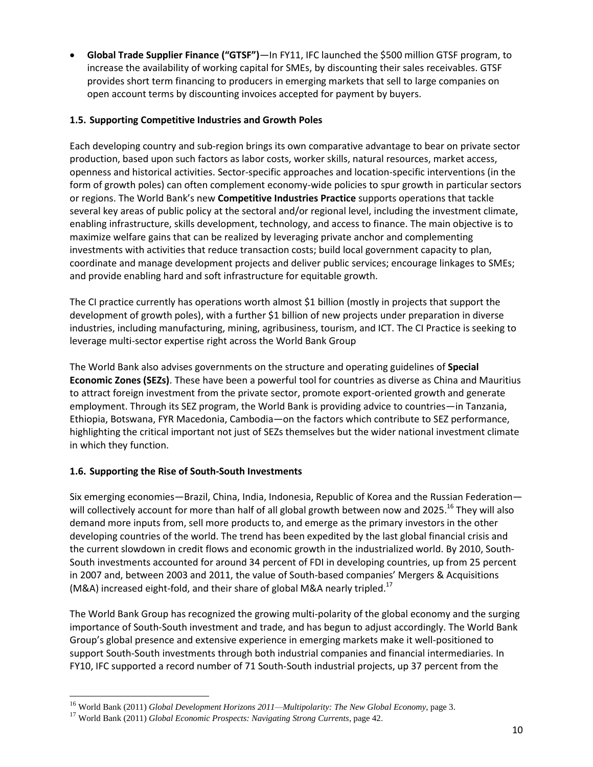- **Global Trade Supplier Finance ("GTSF")**—In FY11, IFC launched the $500 million GTSF program, to increase the availability of working capital for SMEs, by discounting their sales receivables. GTSF provides short term financing to producers in emerging markets that sell to large companies on open account terms by discounting invoices accepted for payment by buyers.

### 1.5. Supporting Competitive Industries and Growth Poles

Each developing country and sub-region brings its own comparative advantage to bear on private sector production, based upon such factors as labor costs, worker skills, natural resources, market access, openness and historical activities. Sector-specific approaches and location-specific interventions (in the form of growth poles) can often complement economy-wide policies to spur growth in particular sectors or regions. The World Bank's new **Competitive Industries Practice** supports operations that tackle several key areas of public policy at the sectoral and/or regional level, including the investment climate, enabling infrastructure, skills development, technology, and access to finance. The main objective is to maximize welfare gains that can be realized by leveraging private anchor and complementing investments with activities that reduce transaction costs; build local government capacity to plan, coordinate and manage development projects and deliver public services; encourage linkages to SMEs; and provide enabling hard and soft infrastructure for equitable growth.

The CI practice currently has operations worth almost $1 billion (mostly in projects that support the development of growth poles), with a further $1 billion of new projects under preparation in diverse industries, including manufacturing, mining, agribusiness, tourism, and ICT. The CI Practice is seeking to leverage multi-sector expertise right across the World Bank Group

The World Bank also advises governments on the structure and operating guidelines of **Special Economic Zones (SEZs)**. These have been a powerful tool for countries as diverse as China and Mauritius to attract foreign investment from the private sector, promote export-oriented growth and generate employment. Through its SEZ program, the World Bank is providing advice to countries—in Tanzania, Ethiopia, Botswana, FYR Macedonia, Cambodia—on the factors which contribute to SEZ performance, highlighting the critical important not just of SEZs themselves but the wider national investment climate in which they function.

### 1.6. Supporting the Rise of South-South Investments

Six emerging economies—Brazil, China, India, Indonesia, Republic of Korea and the Russian Federation—will collectively account for more than half of all global growth between now and 2025.[16] They will also demand more inputs from, sell more products to, and emerge as the primary investors in the other developing countries of the world. The trend has been expedited by the last global financial crisis and the current slowdown in credit flows and economic growth in the industrialized world. By 2010, South-South investments accounted for around 34 percent of FDI in developing countries, up from 25 percent in 2007 and, between 2003 and 2011, the value of South-based companies' Mergers & Acquisitions (M&A) increased eight-fold, and their share of global M&A nearly tripled.[17]

The World Bank Group has recognized the growing multi-polarity of the global economy and the surging importance of South-South investment and trade, and has begun to adjust accordingly. The World Bank Group's global presence and extensive experience in emerging markets make it well-positioned to support South-South investments through both industrial companies and financial intermediaries. In FY10, IFC supported a record number of 71 South-South industrial projects, up 37 percent from the

---

[16] World Bank (2011) *Global Development Horizons 2011—Multipolarity: The New Global Economy*, page 3.

[17] World Bank (2011) *Global Economic Prospects: Navigating Strong Currents*, page 42.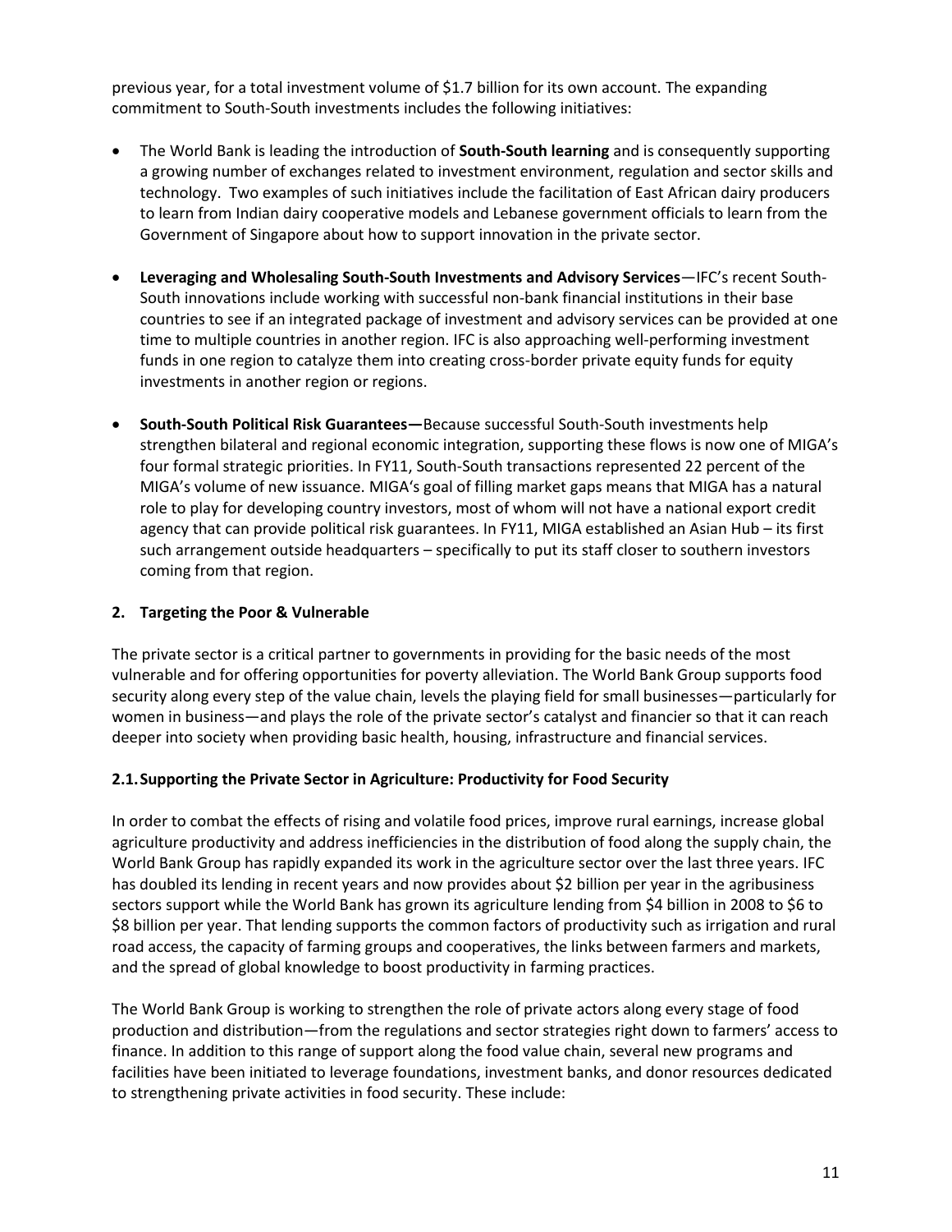previous year, for a total investment volume of $1.7 billion for its own account. The expanding commitment to South-South investments includes the following initiatives:

- The World Bank is leading the introduction of **South-South learning** and is consequently supporting a growing number of exchanges related to investment environment, regulation and sector skills and technology. Two examples of such initiatives include the facilitation of East African dairy producers to learn from Indian dairy cooperative models and Lebanese government officials to learn from the Government of Singapore about how to support innovation in the private sector.

- **Leveraging and Wholesaling South-South Investments and Advisory Services**—IFC's recent South-South innovations include working with successful non-bank financial institutions in their base countries to see if an integrated package of investment and advisory services can be provided at one time to multiple countries in another region. IFC is also approaching well-performing investment funds in one region to catalyze them into creating cross-border private equity funds for equity investments in another region or regions.

- **South-South Political Risk Guarantees—**Because successful South-South investments help strengthen bilateral and regional economic integration, supporting these flows is now one of MIGA's four formal strategic priorities. In FY11, South-South transactions represented 22 percent of the MIGA's volume of new issuance. MIGA's goal of filling market gaps means that MIGA has a natural role to play for developing country investors, most of whom will not have a national export credit agency that can provide political risk guarantees. In FY11, MIGA established an Asian Hub – its first such arrangement outside headquarters – specifically to put its staff closer to southern investors coming from that region.

## 2. Targeting the Poor & Vulnerable

The private sector is a critical partner to governments in providing for the basic needs of the most vulnerable and for offering opportunities for poverty alleviation. The World Bank Group supports food security along every step of the value chain, levels the playing field for small businesses—particularly for women in business—and plays the role of the private sector's catalyst and financier so that it can reach deeper into society when providing basic health, housing, infrastructure and financial services.

### 2.1. Supporting the Private Sector in Agriculture: Productivity for Food Security

In order to combat the effects of rising and volatile food prices, improve rural earnings, increase global agriculture productivity and address inefficiencies in the distribution of food along the supply chain, the World Bank Group has rapidly expanded its work in the agriculture sector over the last three years. IFC has doubled its lending in recent years and now provides about $2 billion per year in the agribusiness sectors support while the World Bank has grown its agriculture lending from $4 billion in 2008 to $6 to $8 billion per year. That lending supports the common factors of productivity such as irrigation and rural road access, the capacity of farming groups and cooperatives, the links between farmers and markets, and the spread of global knowledge to boost productivity in farming practices.

The World Bank Group is working to strengthen the role of private actors along every stage of food production and distribution—from the regulations and sector strategies right down to farmers' access to finance. In addition to this range of support along the food value chain, several new programs and facilities have been initiated to leverage foundations, investment banks, and donor resources dedicated to strengthening private activities in food security. These include: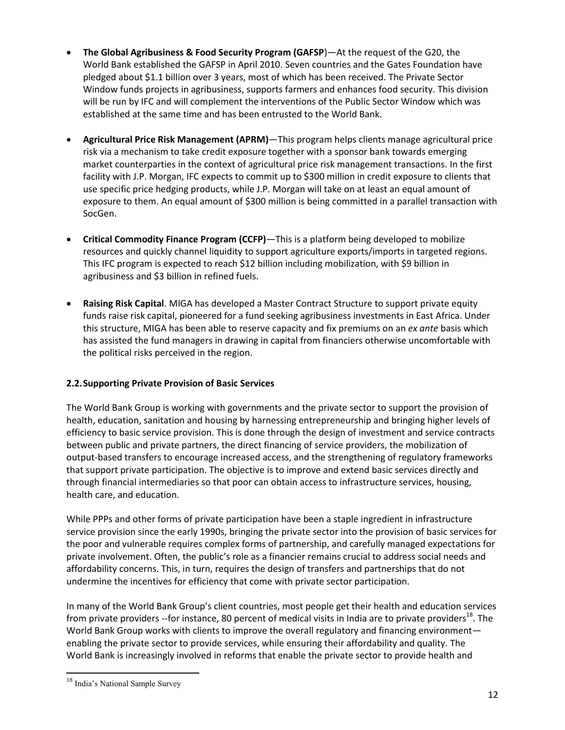- **The Global Agribusiness & Food Security Program (GAFSP**)—At the request of the G20, the World Bank established the GAFSP in April 2010. Seven countries and the Gates Foundation have pledged about $1.1 billion over 3 years, most of which has been received. The Private Sector Window funds projects in agribusiness, supports farmers and enhances food security. This division will be run by IFC and will complement the interventions of the Public Sector Window which was established at the same time and has been entrusted to the World Bank.

- **Agricultural Price Risk Management (APRM)**—This program helps clients manage agricultural price risk via a mechanism to take credit exposure together with a sponsor bank towards emerging market counterparties in the context of agricultural price risk management transactions. In the first facility with J.P. Morgan, IFC expects to commit up to $300 million in credit exposure to clients that use specific price hedging products, while J.P. Morgan will take on at least an equal amount of exposure to them. An equal amount of $300 million is being committed in a parallel transaction with SocGen.

- **Critical Commodity Finance Program (CCFP)**—This is a platform being developed to mobilize resources and quickly channel liquidity to support agriculture exports/imports in targeted regions. This IFC program is expected to reach $12 billion including mobilization, with $9 billion in agribusiness and $3 billion in refined fuels.

- **Raising Risk Capital**. MIGA has developed a Master Contract Structure to support private equity funds raise risk capital, pioneered for a fund seeking agribusiness investments in East Africa. Under this structure, MIGA has been able to reserve capacity and fix premiums on an *ex ante* basis which has assisted the fund managers in drawing in capital from financiers otherwise uncomfortable with the political risks perceived in the region.

### 2.2. Supporting Private Provision of Basic Services

The World Bank Group is working with governments and the private sector to support the provision of health, education, sanitation and housing by harnessing entrepreneurship and bringing higher levels of efficiency to basic service provision. This is done through the design of investment and service contracts between public and private partners, the direct financing of service providers, the mobilization of output-based transfers to encourage increased access, and the strengthening of regulatory frameworks that support private participation. The objective is to improve and extend basic services directly and through financial intermediaries so that poor can obtain access to infrastructure services, housing, health care, and education.

While PPPs and other forms of private participation have been a staple ingredient in infrastructure service provision since the early 1990s, bringing the private sector into the provision of basic services for the poor and vulnerable requires complex forms of partnership, and carefully managed expectations for private involvement. Often, the public's role as a financier remains crucial to address social needs and affordability concerns. This, in turn, requires the design of transfers and partnerships that do not undermine the incentives for efficiency that come with private sector participation.

In many of the World Bank Group's client countries, most people get their health and education services from private providers --for instance, 80 percent of medical visits in India are to private providers[18]. The World Bank Group works with clients to improve the overall regulatory and financing environment—enabling the private sector to provide services, while ensuring their affordability and quality. The World Bank is increasingly involved in reforms that enable the private sector to provide health and

[18] India's National Sample Survey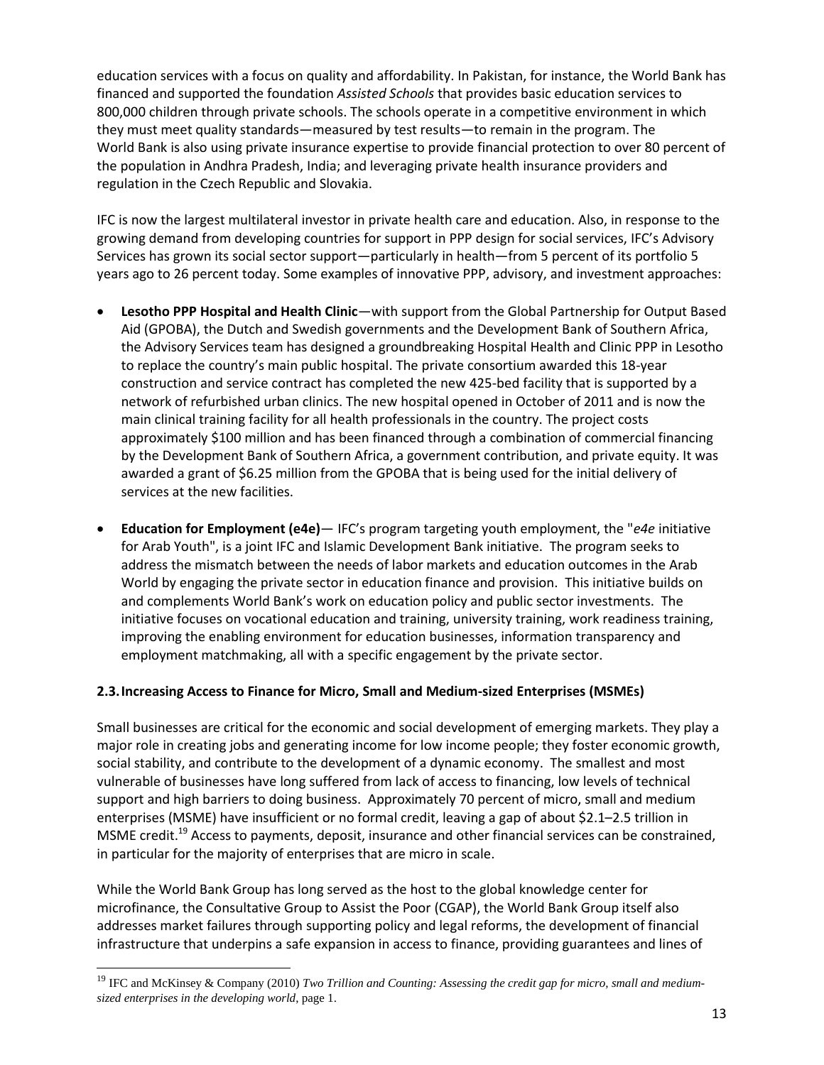education services with a focus on quality and affordability. In Pakistan, for instance, the World Bank has financed and supported the foundation *Assisted Schools* that provides basic education services to 800,000 children through private schools. The schools operate in a competitive environment in which they must meet quality standards—measured by test results—to remain in the program. The World Bank is also using private insurance expertise to provide financial protection to over 80 percent of the population in Andhra Pradesh, India; and leveraging private health insurance providers and regulation in the Czech Republic and Slovakia.

IFC is now the largest multilateral investor in private health care and education. Also, in response to the growing demand from developing countries for support in PPP design for social services, IFC's Advisory Services has grown its social sector support—particularly in health—from 5 percent of its portfolio 5 years ago to 26 percent today. Some examples of innovative PPP, advisory, and investment approaches:

- **Lesotho PPP Hospital and Health Clinic**—with support from the Global Partnership for Output Based Aid (GPOBA), the Dutch and Swedish governments and the Development Bank of Southern Africa, the Advisory Services team has designed a groundbreaking Hospital Health and Clinic PPP in Lesotho to replace the country's main public hospital. The private consortium awarded this 18-year construction and service contract has completed the new 425-bed facility that is supported by a network of refurbished urban clinics. The new hospital opened in October of 2011 and is now the main clinical training facility for all health professionals in the country. The project costs approximately $100 million and has been financed through a combination of commercial financing by the Development Bank of Southern Africa, a government contribution, and private equity. It was awarded a grant of $6.25 million from the GPOBA that is being used for the initial delivery of services at the new facilities.
- **Education for Employment (e4e)**— IFC's program targeting youth employment, the "*e4e* initiative for Arab Youth", is a joint IFC and Islamic Development Bank initiative. The program seeks to address the mismatch between the needs of labor markets and education outcomes in the Arab World by engaging the private sector in education finance and provision. This initiative builds on and complements World Bank's work on education policy and public sector investments. The initiative focuses on vocational education and training, university training, work readiness training, improving the enabling environment for education businesses, information transparency and employment matchmaking, all with a specific engagement by the private sector.

### 2.3. Increasing Access to Finance for Micro, Small and Medium-sized Enterprises (MSMEs)

Small businesses are critical for the economic and social development of emerging markets. They play a major role in creating jobs and generating income for low income people; they foster economic growth, social stability, and contribute to the development of a dynamic economy. The smallest and most vulnerable of businesses have long suffered from lack of access to financing, low levels of technical support and high barriers to doing business. Approximately 70 percent of micro, small and medium enterprises (MSME) have insufficient or no formal credit, leaving a gap of about $2.1–2.5 trillion in MSME credit.[19] Access to payments, deposit, insurance and other financial services can be constrained, in particular for the majority of enterprises that are micro in scale.

While the World Bank Group has long served as the host to the global knowledge center for microfinance, the Consultative Group to Assist the Poor (CGAP), the World Bank Group itself also addresses market failures through supporting policy and legal reforms, the development of financial infrastructure that underpins a safe expansion in access to finance, providing guarantees and lines of

---

[19] IFC and McKinsey & Company (2010) *Two Trillion and Counting: Assessing the credit gap for micro, small and medium-sized enterprises in the developing world*, page 1.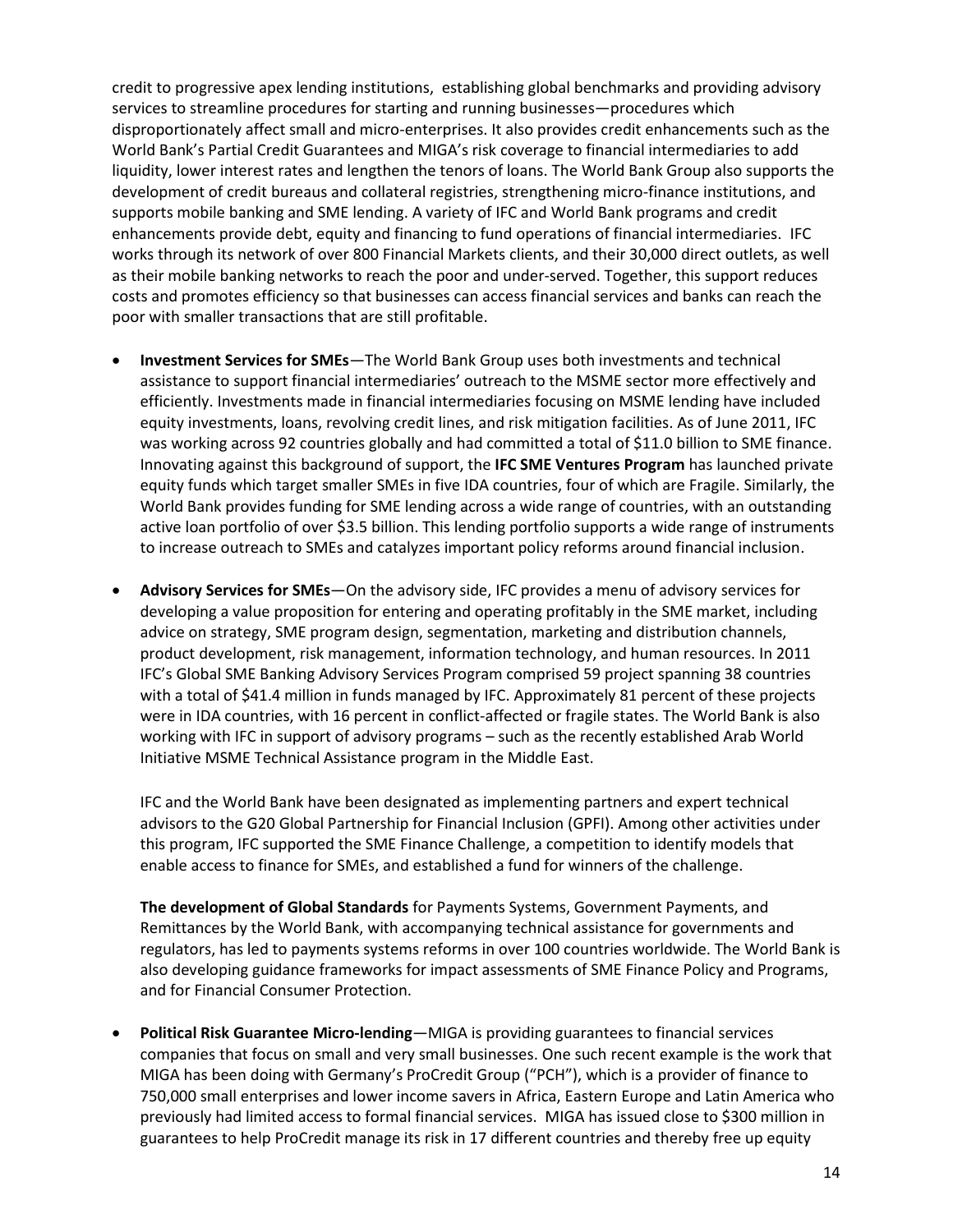credit to progressive apex lending institutions, establishing global benchmarks and providing advisory services to streamline procedures for starting and running businesses—procedures which disproportionately affect small and micro-enterprises. It also provides credit enhancements such as the World Bank's Partial Credit Guarantees and MIGA's risk coverage to financial intermediaries to add liquidity, lower interest rates and lengthen the tenors of loans. The World Bank Group also supports the development of credit bureaus and collateral registries, strengthening micro-finance institutions, and supports mobile banking and SME lending. A variety of IFC and World Bank programs and credit enhancements provide debt, equity and financing to fund operations of financial intermediaries. IFC works through its network of over 800 Financial Markets clients, and their 30,000 direct outlets, as well as their mobile banking networks to reach the poor and under-served. Together, this support reduces costs and promotes efficiency so that businesses can access financial services and banks can reach the poor with smaller transactions that are still profitable.

- **Investment Services for SMEs**—The World Bank Group uses both investments and technical assistance to support financial intermediaries' outreach to the MSME sector more effectively and efficiently. Investments made in financial intermediaries focusing on MSME lending have included equity investments, loans, revolving credit lines, and risk mitigation facilities. As of June 2011, IFC was working across 92 countries globally and had committed a total of $11.0 billion to SME finance. Innovating against this background of support, the **IFC SME Ventures Program** has launched private equity funds which target smaller SMEs in five IDA countries, four of which are Fragile. Similarly, the World Bank provides funding for SME lending across a wide range of countries, with an outstanding active loan portfolio of over $3.5 billion. This lending portfolio supports a wide range of instruments to increase outreach to SMEs and catalyzes important policy reforms around financial inclusion.

- **Advisory Services for SMEs**—On the advisory side, IFC provides a menu of advisory services for developing a value proposition for entering and operating profitably in the SME market, including advice on strategy, SME program design, segmentation, marketing and distribution channels, product development, risk management, information technology, and human resources. In 2011 IFC's Global SME Banking Advisory Services Program comprised 59 project spanning 38 countries with a total of $41.4 million in funds managed by IFC. Approximately 81 percent of these projects were in IDA countries, with 16 percent in conflict-affected or fragile states. The World Bank is also working with IFC in support of advisory programs – such as the recently established Arab World Initiative MSME Technical Assistance program in the Middle East.

  IFC and the World Bank have been designated as implementing partners and expert technical advisors to the G20 Global Partnership for Financial Inclusion (GPFI). Among other activities under this program, IFC supported the SME Finance Challenge, a competition to identify models that enable access to finance for SMEs, and established a fund for winners of the challenge.

  **The development of Global Standards** for Payments Systems, Government Payments, and Remittances by the World Bank, with accompanying technical assistance for governments and regulators, has led to payments systems reforms in over 100 countries worldwide. The World Bank is also developing guidance frameworks for impact assessments of SME Finance Policy and Programs, and for Financial Consumer Protection.

- **Political Risk Guarantee Micro-lending**—MIGA is providing guarantees to financial services companies that focus on small and very small businesses. One such recent example is the work that MIGA has been doing with Germany's ProCredit Group ("PCH"), which is a provider of finance to 750,000 small enterprises and lower income savers in Africa, Eastern Europe and Latin America who previously had limited access to formal financial services. MIGA has issued close to $300 million in guarantees to help ProCredit manage its risk in 17 different countries and thereby free up equity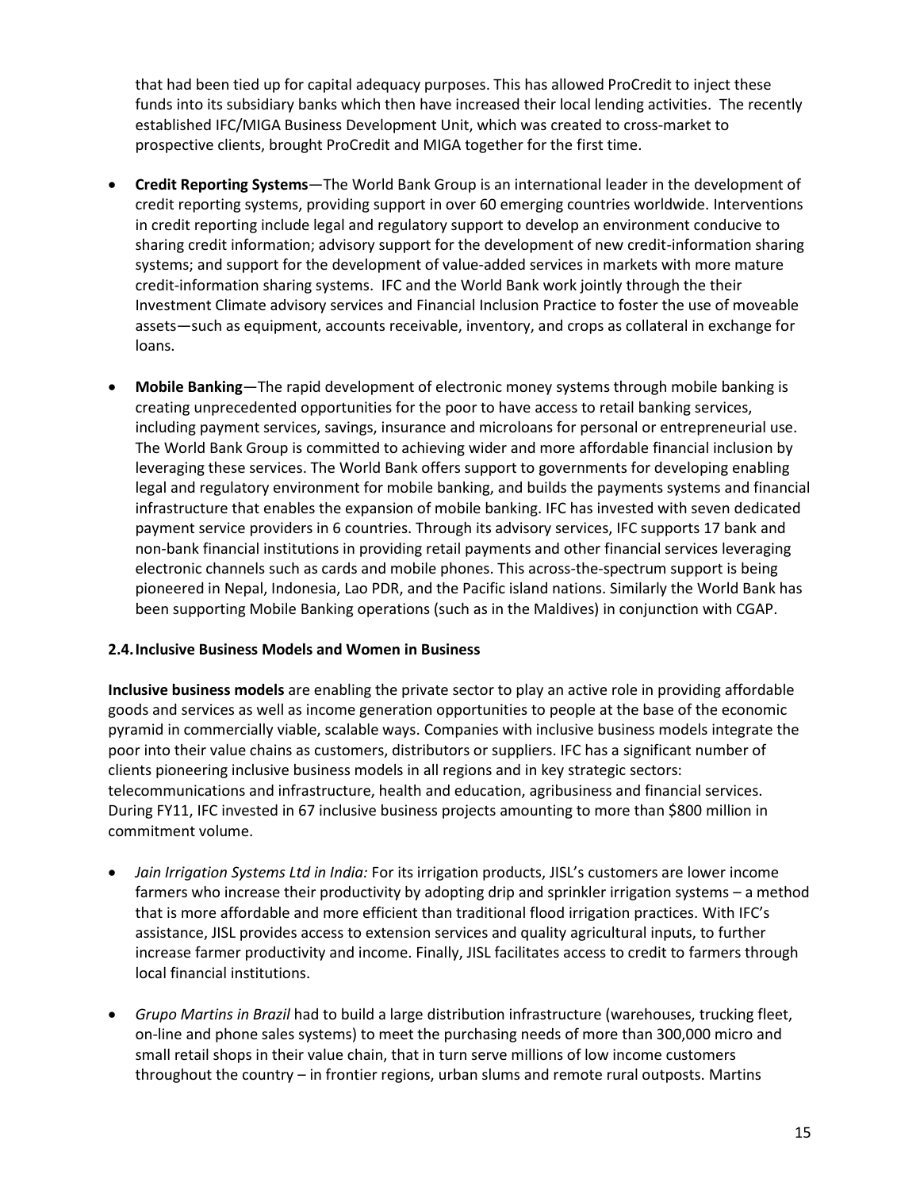that had been tied up for capital adequacy purposes. This has allowed ProCredit to inject these funds into its subsidiary banks which then have increased their local lending activities. The recently established IFC/MIGA Business Development Unit, which was created to cross-market to prospective clients, brought ProCredit and MIGA together for the first time.

- **Credit Reporting Systems**—The World Bank Group is an international leader in the development of credit reporting systems, providing support in over 60 emerging countries worldwide. Interventions in credit reporting include legal and regulatory support to develop an environment conducive to sharing credit information; advisory support for the development of new credit-information sharing systems; and support for the development of value-added services in markets with more mature credit-information sharing systems. IFC and the World Bank work jointly through the their Investment Climate advisory services and Financial Inclusion Practice to foster the use of moveable assets—such as equipment, accounts receivable, inventory, and crops as collateral in exchange for loans.

- **Mobile Banking**—The rapid development of electronic money systems through mobile banking is creating unprecedented opportunities for the poor to have access to retail banking services, including payment services, savings, insurance and microloans for personal or entrepreneurial use. The World Bank Group is committed to achieving wider and more affordable financial inclusion by leveraging these services. The World Bank offers support to governments for developing enabling legal and regulatory environment for mobile banking, and builds the payments systems and financial infrastructure that enables the expansion of mobile banking. IFC has invested with seven dedicated payment service providers in 6 countries. Through its advisory services, IFC supports 17 bank and non-bank financial institutions in providing retail payments and other financial services leveraging electronic channels such as cards and mobile phones. This across-the-spectrum support is being pioneered in Nepal, Indonesia, Lao PDR, and the Pacific island nations. Similarly the World Bank has been supporting Mobile Banking operations (such as in the Maldives) in conjunction with CGAP.

### 2.4. Inclusive Business Models and Women in Business

**Inclusive business models** are enabling the private sector to play an active role in providing affordable goods and services as well as income generation opportunities to people at the base of the economic pyramid in commercially viable, scalable ways. Companies with inclusive business models integrate the poor into their value chains as customers, distributors or suppliers. IFC has a significant number of clients pioneering inclusive business models in all regions and in key strategic sectors: telecommunications and infrastructure, health and education, agribusiness and financial services. During FY11, IFC invested in 67 inclusive business projects amounting to more than $800 million in commitment volume.

- *Jain Irrigation Systems Ltd in India:* For its irrigation products, JISL's customers are lower income farmers who increase their productivity by adopting drip and sprinkler irrigation systems – a method that is more affordable and more efficient than traditional flood irrigation practices. With IFC's assistance, JISL provides access to extension services and quality agricultural inputs, to further increase farmer productivity and income. Finally, JISL facilitates access to credit to farmers through local financial institutions.

- *Grupo Martins in Brazil* had to build a large distribution infrastructure (warehouses, trucking fleet, on-line and phone sales systems) to meet the purchasing needs of more than 300,000 micro and small retail shops in their value chain, that in turn serve millions of low income customers throughout the country – in frontier regions, urban slums and remote rural outposts. Martins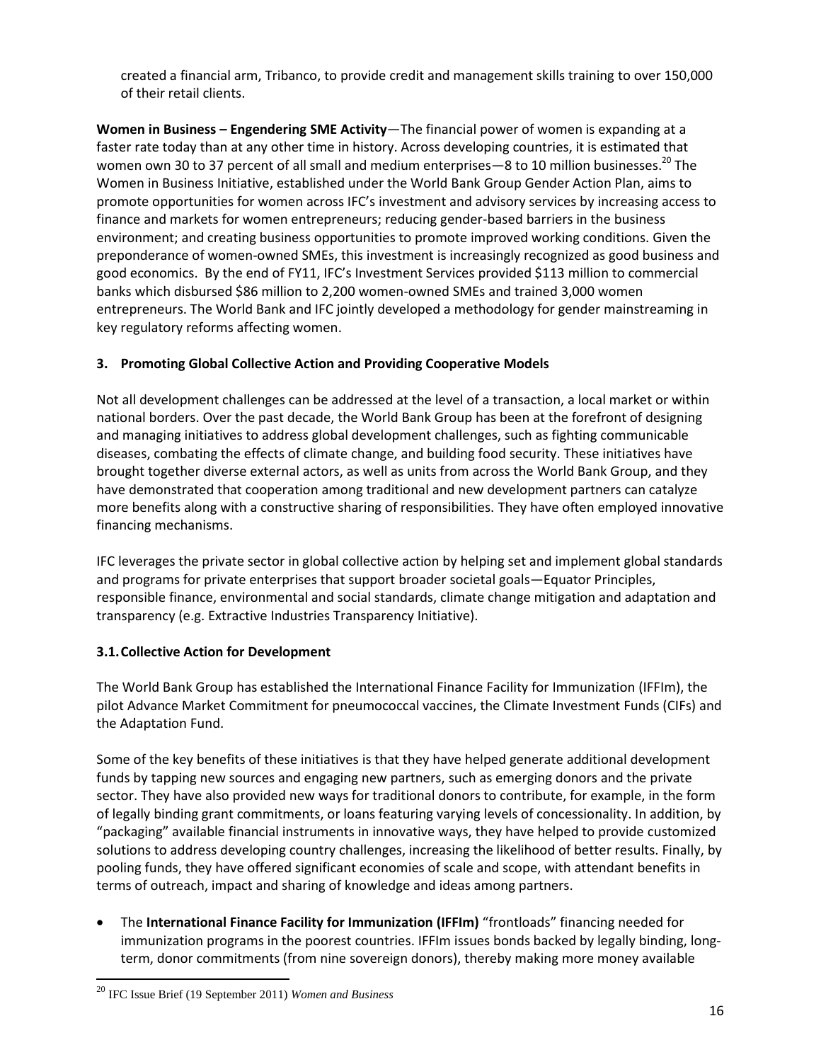created a financial arm, Tribanco, to provide credit and management skills training to over 150,000 of their retail clients.

**Women in Business – Engendering SME Activity**—The financial power of women is expanding at a faster rate today than at any other time in history. Across developing countries, it is estimated that women own 30 to 37 percent of all small and medium enterprises—8 to 10 million businesses.[20] The Women in Business Initiative, established under the World Bank Group Gender Action Plan, aims to promote opportunities for women across IFC's investment and advisory services by increasing access to finance and markets for women entrepreneurs; reducing gender-based barriers in the business environment; and creating business opportunities to promote improved working conditions. Given the preponderance of women-owned SMEs, this investment is increasingly recognized as good business and good economics. By the end of FY11, IFC's Investment Services provided $113 million to commercial banks which disbursed $86 million to 2,200 women-owned SMEs and trained 3,000 women entrepreneurs. The World Bank and IFC jointly developed a methodology for gender mainstreaming in key regulatory reforms affecting women.

## 3. Promoting Global Collective Action and Providing Cooperative Models

Not all development challenges can be addressed at the level of a transaction, a local market or within national borders. Over the past decade, the World Bank Group has been at the forefront of designing and managing initiatives to address global development challenges, such as fighting communicable diseases, combating the effects of climate change, and building food security. These initiatives have brought together diverse external actors, as well as units from across the World Bank Group, and they have demonstrated that cooperation among traditional and new development partners can catalyze more benefits along with a constructive sharing of responsibilities. They have often employed innovative financing mechanisms.

IFC leverages the private sector in global collective action by helping set and implement global standards and programs for private enterprises that support broader societal goals—Equator Principles, responsible finance, environmental and social standards, climate change mitigation and adaptation and transparency (e.g. Extractive Industries Transparency Initiative).

### 3.1. Collective Action for Development

The World Bank Group has established the International Finance Facility for Immunization (IFFIm), the pilot Advance Market Commitment for pneumococcal vaccines, the Climate Investment Funds (CIFs) and the Adaptation Fund.

Some of the key benefits of these initiatives is that they have helped generate additional development funds by tapping new sources and engaging new partners, such as emerging donors and the private sector. They have also provided new ways for traditional donors to contribute, for example, in the form of legally binding grant commitments, or loans featuring varying levels of concessionality. In addition, by "packaging" available financial instruments in innovative ways, they have helped to provide customized solutions to address developing country challenges, increasing the likelihood of better results. Finally, by pooling funds, they have offered significant economies of scale and scope, with attendant benefits in terms of outreach, impact and sharing of knowledge and ideas among partners.

- The **International Finance Facility for Immunization (IFFIm)** "frontloads" financing needed for immunization programs in the poorest countries. IFFIm issues bonds backed by legally binding, long-term, donor commitments (from nine sovereign donors), thereby making more money available

[20] IFC Issue Brief (19 September 2011) *Women and Business*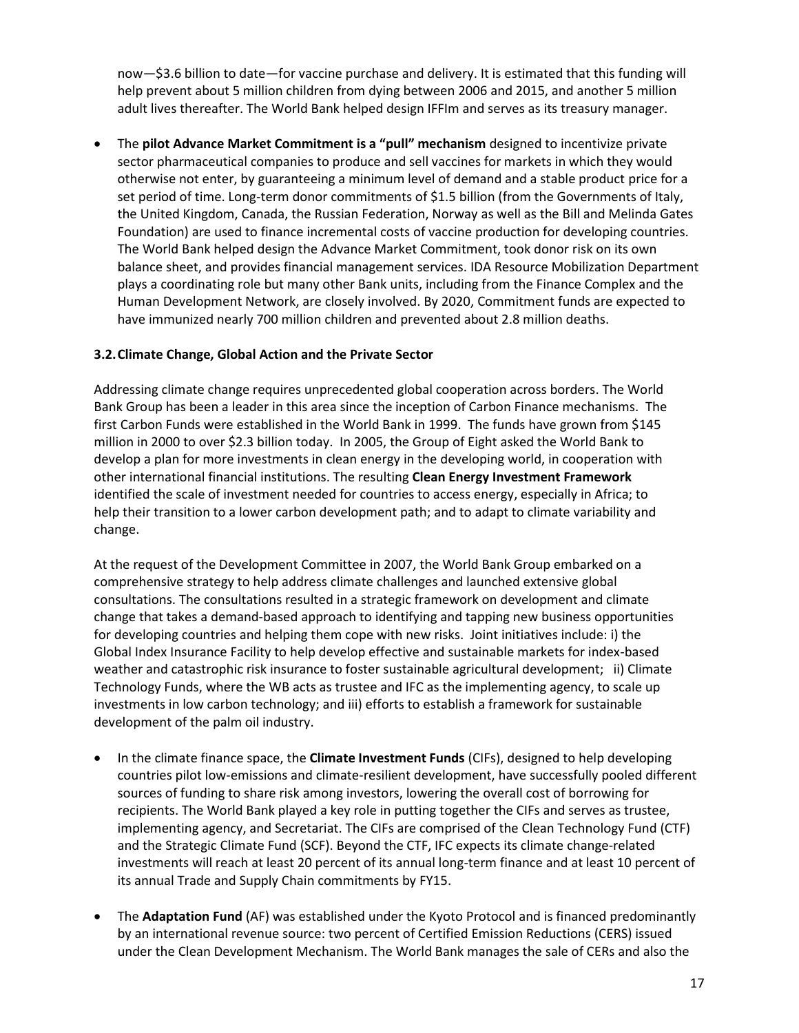now—$3.6 billion to date—for vaccine purchase and delivery. It is estimated that this funding will help prevent about 5 million children from dying between 2006 and 2015, and another 5 million adult lives thereafter. The World Bank helped design IFFIm and serves as its treasury manager.

- The **pilot Advance Market Commitment is a "pull" mechanism** designed to incentivize private sector pharmaceutical companies to produce and sell vaccines for markets in which they would otherwise not enter, by guaranteeing a minimum level of demand and a stable product price for a set period of time. Long-term donor commitments of $1.5 billion (from the Governments of Italy, the United Kingdom, Canada, the Russian Federation, Norway as well as the Bill and Melinda Gates Foundation) are used to finance incremental costs of vaccine production for developing countries. The World Bank helped design the Advance Market Commitment, took donor risk on its own balance sheet, and provides financial management services. IDA Resource Mobilization Department plays a coordinating role but many other Bank units, including from the Finance Complex and the Human Development Network, are closely involved. By 2020, Commitment funds are expected to have immunized nearly 700 million children and prevented about 2.8 million deaths.

### 3.2. Climate Change, Global Action and the Private Sector

Addressing climate change requires unprecedented global cooperation across borders. The World Bank Group has been a leader in this area since the inception of Carbon Finance mechanisms. The first Carbon Funds were established in the World Bank in 1999. The funds have grown from $145 million in 2000 to over $2.3 billion today. In 2005, the Group of Eight asked the World Bank to develop a plan for more investments in clean energy in the developing world, in cooperation with other international financial institutions. The resulting **Clean Energy Investment Framework** identified the scale of investment needed for countries to access energy, especially in Africa; to help their transition to a lower carbon development path; and to adapt to climate variability and change.

At the request of the Development Committee in 2007, the World Bank Group embarked on a comprehensive strategy to help address climate challenges and launched extensive global consultations. The consultations resulted in a strategic framework on development and climate change that takes a demand-based approach to identifying and tapping new business opportunities for developing countries and helping them cope with new risks. Joint initiatives include: i) the Global Index Insurance Facility to help develop effective and sustainable markets for index-based weather and catastrophic risk insurance to foster sustainable agricultural development; ii) Climate Technology Funds, where the WB acts as trustee and IFC as the implementing agency, to scale up investments in low carbon technology; and iii) efforts to establish a framework for sustainable development of the palm oil industry.

- In the climate finance space, the **Climate Investment Funds** (CIFs), designed to help developing countries pilot low-emissions and climate-resilient development, have successfully pooled different sources of funding to share risk among investors, lowering the overall cost of borrowing for recipients. The World Bank played a key role in putting together the CIFs and serves as trustee, implementing agency, and Secretariat. The CIFs are comprised of the Clean Technology Fund (CTF) and the Strategic Climate Fund (SCF). Beyond the CTF, IFC expects its climate change-related investments will reach at least 20 percent of its annual long-term finance and at least 10 percent of its annual Trade and Supply Chain commitments by FY15.

- The **Adaptation Fund** (AF) was established under the Kyoto Protocol and is financed predominantly by an international revenue source: two percent of Certified Emission Reductions (CERS) issued under the Clean Development Mechanism. The World Bank manages the sale of CERs and also the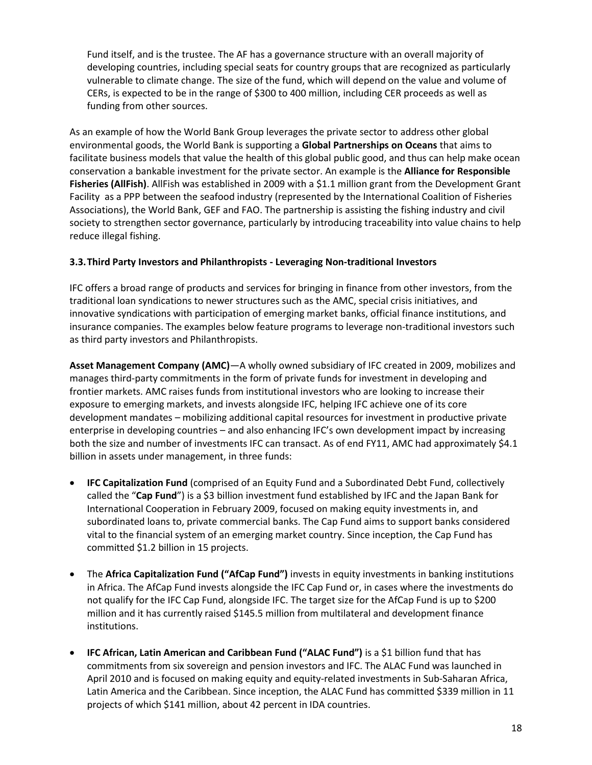Fund itself, and is the trustee. The AF has a governance structure with an overall majority of developing countries, including special seats for country groups that are recognized as particularly vulnerable to climate change. The size of the fund, which will depend on the value and volume of CERs, is expected to be in the range of \$300 to 400 million, including CER proceeds as well as funding from other sources.

As an example of how the World Bank Group leverages the private sector to address other global environmental goods, the World Bank is supporting a **Global Partnerships on Oceans** that aims to facilitate business models that value the health of this global public good, and thus can help make ocean conservation a bankable investment for the private sector. An example is the **Alliance for Responsible Fisheries (AllFish)**. AllFish was established in 2009 with a \$1.1 million grant from the Development Grant Facility as a PPP between the seafood industry (represented by the International Coalition of Fisheries Associations), the World Bank, GEF and FAO. The partnership is assisting the fishing industry and civil society to strengthen sector governance, particularly by introducing traceability into value chains to help reduce illegal fishing.

### 3.3. Third Party Investors and Philanthropists - Leveraging Non-traditional Investors

IFC offers a broad range of products and services for bringing in finance from other investors, from the traditional loan syndications to newer structures such as the AMC, special crisis initiatives, and innovative syndications with participation of emerging market banks, official finance institutions, and insurance companies. The examples below feature programs to leverage non-traditional investors such as third party investors and Philanthropists.

**Asset Management Company (AMC)**—A wholly owned subsidiary of IFC created in 2009, mobilizes and manages third-party commitments in the form of private funds for investment in developing and frontier markets. AMC raises funds from institutional investors who are looking to increase their exposure to emerging markets, and invests alongside IFC, helping IFC achieve one of its core development mandates – mobilizing additional capital resources for investment in productive private enterprise in developing countries – and also enhancing IFC's own development impact by increasing both the size and number of investments IFC can transact. As of end FY11, AMC had approximately \$4.1 billion in assets under management, in three funds:

- **IFC Capitalization Fund** (comprised of an Equity Fund and a Subordinated Debt Fund, collectively called the "**Cap Fund**") is a \$3 billion investment fund established by IFC and the Japan Bank for International Cooperation in February 2009, focused on making equity investments in, and subordinated loans to, private commercial banks. The Cap Fund aims to support banks considered vital to the financial system of an emerging market country. Since inception, the Cap Fund has committed \$1.2 billion in 15 projects.

- The **Africa Capitalization Fund ("AfCap Fund")** invests in equity investments in banking institutions in Africa. The AfCap Fund invests alongside the IFC Cap Fund or, in cases where the investments do not qualify for the IFC Cap Fund, alongside IFC. The target size for the AfCap Fund is up to \$200 million and it has currently raised \$145.5 million from multilateral and development finance institutions.

- **IFC African, Latin American and Caribbean Fund ("ALAC Fund")** is a \$1 billion fund that has commitments from six sovereign and pension investors and IFC. The ALAC Fund was launched in April 2010 and is focused on making equity and equity-related investments in Sub-Saharan Africa, Latin America and the Caribbean. Since inception, the ALAC Fund has committed \$339 million in 11 projects of which \$141 million, about 42 percent in IDA countries.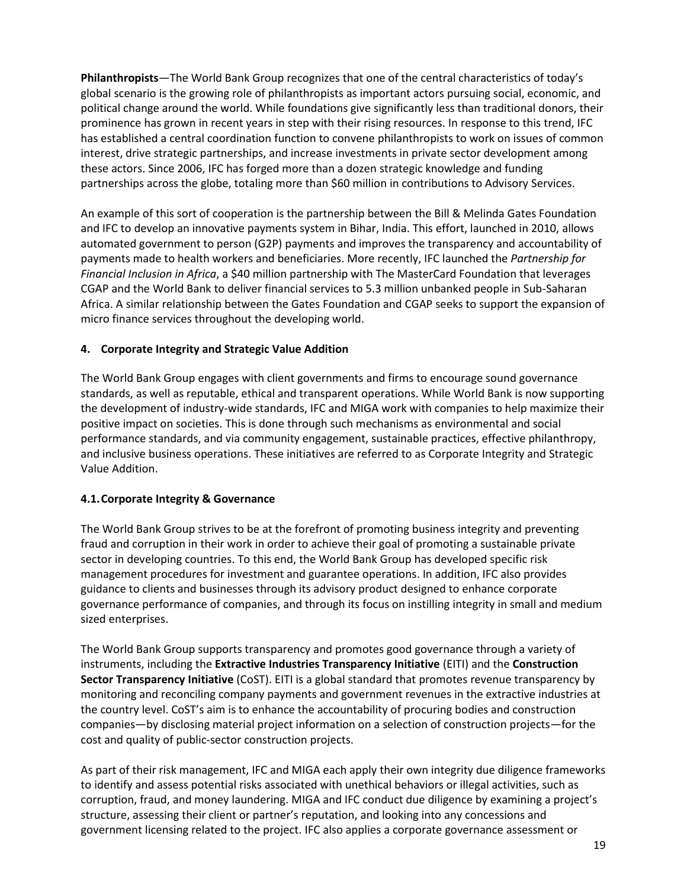**Philanthropists**—The World Bank Group recognizes that one of the central characteristics of today's global scenario is the growing role of philanthropists as important actors pursuing social, economic, and political change around the world. While foundations give significantly less than traditional donors, their prominence has grown in recent years in step with their rising resources. In response to this trend, IFC has established a central coordination function to convene philanthropists to work on issues of common interest, drive strategic partnerships, and increase investments in private sector development among these actors. Since 2006, IFC has forged more than a dozen strategic knowledge and funding partnerships across the globe, totaling more than $60 million in contributions to Advisory Services.

An example of this sort of cooperation is the partnership between the Bill & Melinda Gates Foundation and IFC to develop an innovative payments system in Bihar, India. This effort, launched in 2010, allows automated government to person (G2P) payments and improves the transparency and accountability of payments made to health workers and beneficiaries. More recently, IFC launched the *Partnership for Financial Inclusion in Africa*, a $40 million partnership with The MasterCard Foundation that leverages CGAP and the World Bank to deliver financial services to 5.3 million unbanked people in Sub-Saharan Africa. A similar relationship between the Gates Foundation and CGAP seeks to support the expansion of micro finance services throughout the developing world.

## 4. Corporate Integrity and Strategic Value Addition

The World Bank Group engages with client governments and firms to encourage sound governance standards, as well as reputable, ethical and transparent operations. While World Bank is now supporting the development of industry-wide standards, IFC and MIGA work with companies to help maximize their positive impact on societies. This is done through such mechanisms as environmental and social performance standards, and via community engagement, sustainable practices, effective philanthropy, and inclusive business operations. These initiatives are referred to as Corporate Integrity and Strategic Value Addition.

### 4.1. Corporate Integrity & Governance

The World Bank Group strives to be at the forefront of promoting business integrity and preventing fraud and corruption in their work in order to achieve their goal of promoting a sustainable private sector in developing countries. To this end, the World Bank Group has developed specific risk management procedures for investment and guarantee operations. In addition, IFC also provides guidance to clients and businesses through its advisory product designed to enhance corporate governance performance of companies, and through its focus on instilling integrity in small and medium sized enterprises.

The World Bank Group supports transparency and promotes good governance through a variety of instruments, including the **Extractive Industries Transparency Initiative** (EITI) and the **Construction Sector Transparency Initiative** (CoST). EITI is a global standard that promotes revenue transparency by monitoring and reconciling company payments and government revenues in the extractive industries at the country level. CoST's aim is to enhance the accountability of procuring bodies and construction companies—by disclosing material project information on a selection of construction projects—for the cost and quality of public-sector construction projects.

As part of their risk management, IFC and MIGA each apply their own integrity due diligence frameworks to identify and assess potential risks associated with unethical behaviors or illegal activities, such as corruption, fraud, and money laundering. MIGA and IFC conduct due diligence by examining a project's structure, assessing their client or partner's reputation, and looking into any concessions and government licensing related to the project. IFC also applies a corporate governance assessment or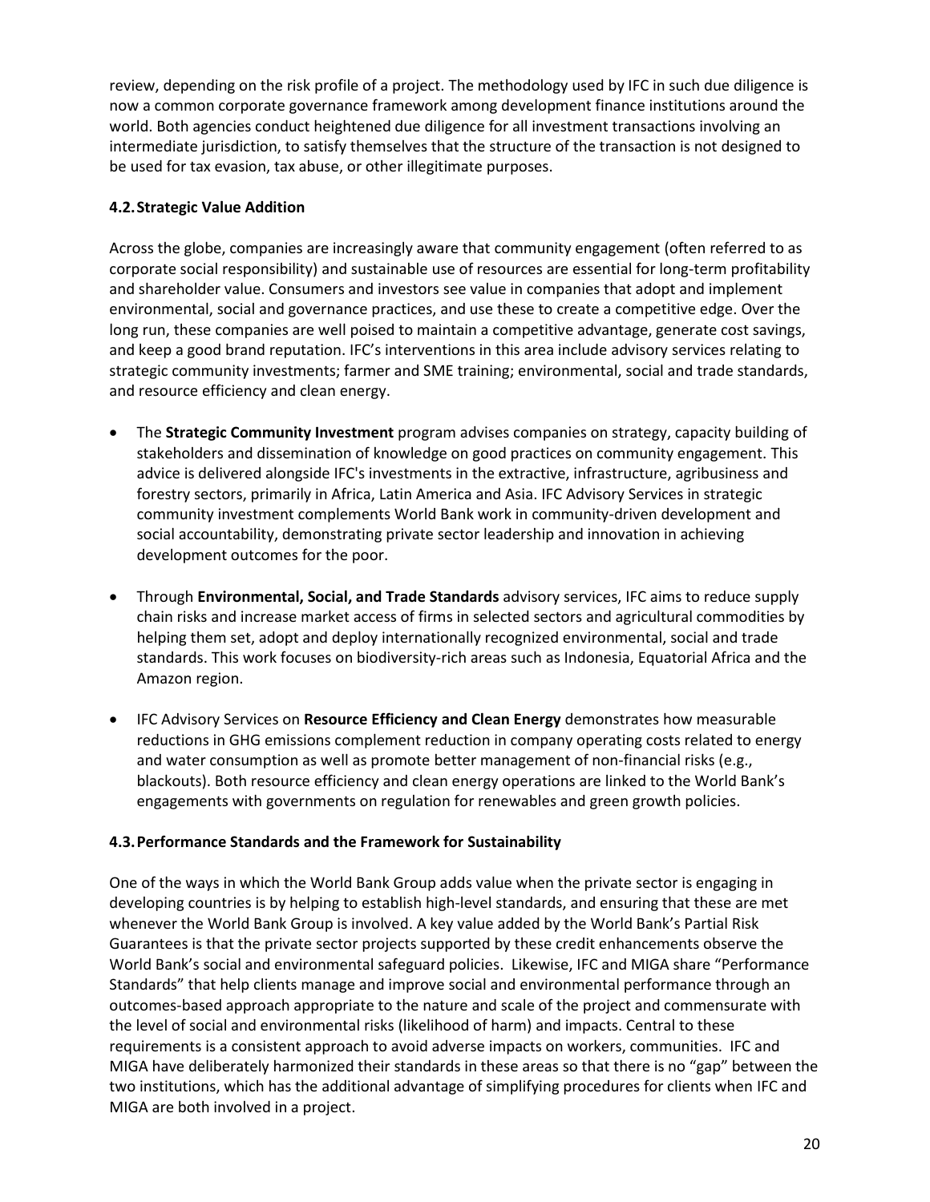review, depending on the risk profile of a project. The methodology used by IFC in such due diligence is now a common corporate governance framework among development finance institutions around the world. Both agencies conduct heightened due diligence for all investment transactions involving an intermediate jurisdiction, to satisfy themselves that the structure of the transaction is not designed to be used for tax evasion, tax abuse, or other illegitimate purposes.

### 4.2. Strategic Value Addition

Across the globe, companies are increasingly aware that community engagement (often referred to as corporate social responsibility) and sustainable use of resources are essential for long-term profitability and shareholder value. Consumers and investors see value in companies that adopt and implement environmental, social and governance practices, and use these to create a competitive edge. Over the long run, these companies are well poised to maintain a competitive advantage, generate cost savings, and keep a good brand reputation. IFC's interventions in this area include advisory services relating to strategic community investments; farmer and SME training; environmental, social and trade standards, and resource efficiency and clean energy.

- The **Strategic Community Investment** program advises companies on strategy, capacity building of stakeholders and dissemination of knowledge on good practices on community engagement. This advice is delivered alongside IFC's investments in the extractive, infrastructure, agribusiness and forestry sectors, primarily in Africa, Latin America and Asia. IFC Advisory Services in strategic community investment complements World Bank work in community-driven development and social accountability, demonstrating private sector leadership and innovation in achieving development outcomes for the poor.

- Through **Environmental, Social, and Trade Standards** advisory services, IFC aims to reduce supply chain risks and increase market access of firms in selected sectors and agricultural commodities by helping them set, adopt and deploy internationally recognized environmental, social and trade standards. This work focuses on biodiversity-rich areas such as Indonesia, Equatorial Africa and the Amazon region.

- IFC Advisory Services on **Resource Efficiency and Clean Energy** demonstrates how measurable reductions in GHG emissions complement reduction in company operating costs related to energy and water consumption as well as promote better management of non-financial risks (e.g., blackouts). Both resource efficiency and clean energy operations are linked to the World Bank's engagements with governments on regulation for renewables and green growth policies.

### 4.3. Performance Standards and the Framework for Sustainability

One of the ways in which the World Bank Group adds value when the private sector is engaging in developing countries is by helping to establish high-level standards, and ensuring that these are met whenever the World Bank Group is involved. A key value added by the World Bank's Partial Risk Guarantees is that the private sector projects supported by these credit enhancements observe the World Bank's social and environmental safeguard policies. Likewise, IFC and MIGA share "Performance Standards" that help clients manage and improve social and environmental performance through an outcomes-based approach appropriate to the nature and scale of the project and commensurate with the level of social and environmental risks (likelihood of harm) and impacts. Central to these requirements is a consistent approach to avoid adverse impacts on workers, communities. IFC and MIGA have deliberately harmonized their standards in these areas so that there is no "gap" between the two institutions, which has the additional advantage of simplifying procedures for clients when IFC and MIGA are both involved in a project.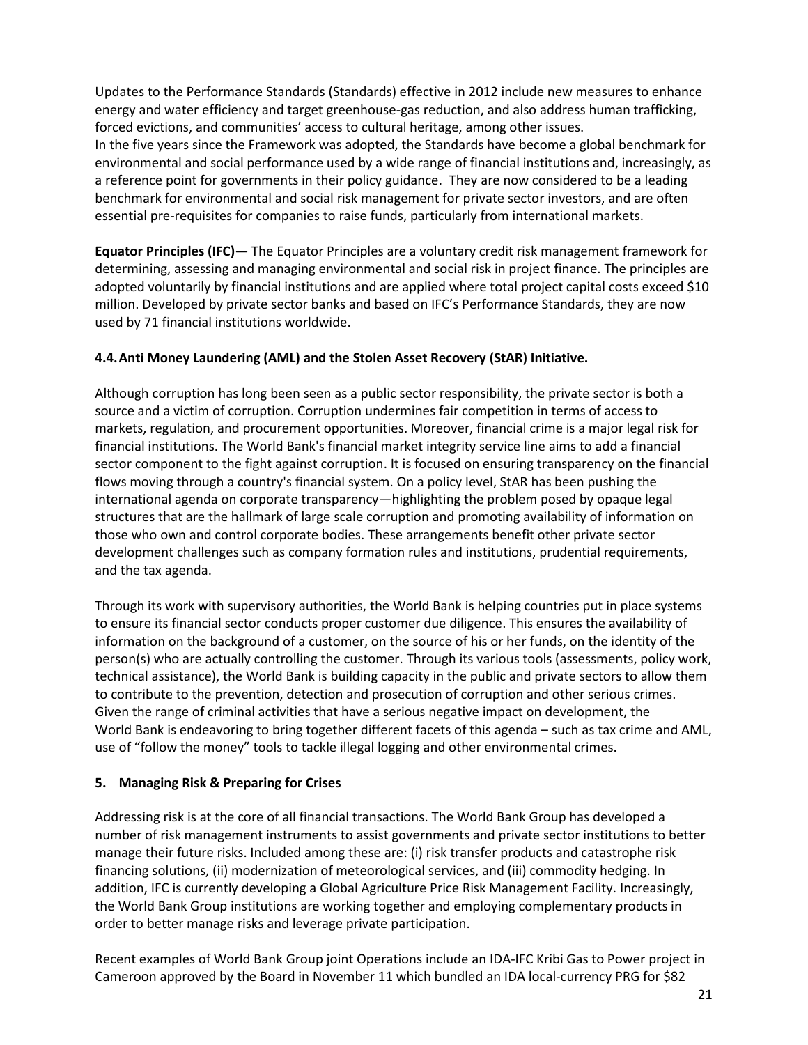Updates to the Performance Standards (Standards) effective in 2012 include new measures to enhance energy and water efficiency and target greenhouse-gas reduction, and also address human trafficking, forced evictions, and communities' access to cultural heritage, among other issues.
In the five years since the Framework was adopted, the Standards have become a global benchmark for environmental and social performance used by a wide range of financial institutions and, increasingly, as a reference point for governments in their policy guidance. They are now considered to be a leading benchmark for environmental and social risk management for private sector investors, and are often essential pre-requisites for companies to raise funds, particularly from international markets.

**Equator Principles (IFC)—** The Equator Principles are a voluntary credit risk management framework for determining, assessing and managing environmental and social risk in project finance. The principles are adopted voluntarily by financial institutions and are applied where total project capital costs exceed $10 million. Developed by private sector banks and based on IFC's Performance Standards, they are now used by 71 financial institutions worldwide.

### 4.4. Anti Money Laundering (AML) and the Stolen Asset Recovery (StAR) Initiative.

Although corruption has long been seen as a public sector responsibility, the private sector is both a source and a victim of corruption. Corruption undermines fair competition in terms of access to markets, regulation, and procurement opportunities. Moreover, financial crime is a major legal risk for financial institutions. The World Bank's financial market integrity service line aims to add a financial sector component to the fight against corruption. It is focused on ensuring transparency on the financial flows moving through a country's financial system. On a policy level, StAR has been pushing the international agenda on corporate transparency—highlighting the problem posed by opaque legal structures that are the hallmark of large scale corruption and promoting availability of information on those who own and control corporate bodies. These arrangements benefit other private sector development challenges such as company formation rules and institutions, prudential requirements, and the tax agenda.

Through its work with supervisory authorities, the World Bank is helping countries put in place systems to ensure its financial sector conducts proper customer due diligence. This ensures the availability of information on the background of a customer, on the source of his or her funds, on the identity of the person(s) who are actually controlling the customer. Through its various tools (assessments, policy work, technical assistance), the World Bank is building capacity in the public and private sectors to allow them to contribute to the prevention, detection and prosecution of corruption and other serious crimes. Given the range of criminal activities that have a serious negative impact on development, the World Bank is endeavoring to bring together different facets of this agenda – such as tax crime and AML, use of "follow the money" tools to tackle illegal logging and other environmental crimes.

## 5. Managing Risk & Preparing for Crises

Addressing risk is at the core of all financial transactions. The World Bank Group has developed a number of risk management instruments to assist governments and private sector institutions to better manage their future risks. Included among these are: (i) risk transfer products and catastrophe risk financing solutions, (ii) modernization of meteorological services, and (iii) commodity hedging. In addition, IFC is currently developing a Global Agriculture Price Risk Management Facility. Increasingly, the World Bank Group institutions are working together and employing complementary products in order to better manage risks and leverage private participation.

Recent examples of World Bank Group joint Operations include an IDA-IFC Kribi Gas to Power project in Cameroon approved by the Board in November 11 which bundled an IDA local-currency PRG for $82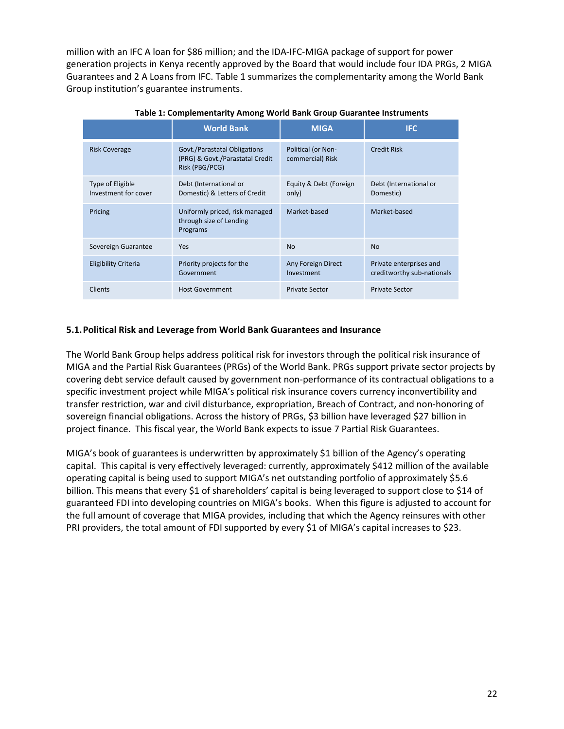million with an IFC A loan for $86 million; and the IDA-IFC-MIGA package of support for power generation projects in Kenya recently approved by the Board that would include four IDA PRGs, 2 MIGA Guarantees and 2 A Loans from IFC. Table 1 summarizes the complementarity among the World Bank Group institution's guarantee instruments.

**Table 1: Complementarity Among World Bank Group Guarantee Instruments**

| | World Bank | MIGA | IFC |
|---|---|---|---|
| Risk Coverage | Govt./Parastatal Obligations (PRG) & Govt./Parastatal Credit Risk (PBG/PCG) | Political (or Non-commercial) Risk | Credit Risk |
| Type of Eligible Investment for cover | Debt (International or Domestic) & Letters of Credit | Equity & Debt (Foreign only) | Debt (International or Domestic) |
| Pricing | Uniformly priced, risk managed through size of Lending Programs | Market-based | Market-based |
| Sovereign Guarantee | Yes | No | No |
| Eligibility Criteria | Priority projects for the Government | Any Foreign Direct Investment | Private enterprises and creditworthy sub-nationals |
| Clients | Host Government | Private Sector | Private Sector |

### 5.1. Political Risk and Leverage from World Bank Guarantees and Insurance

The World Bank Group helps address political risk for investors through the political risk insurance of MIGA and the Partial Risk Guarantees (PRGs) of the World Bank. PRGs support private sector projects by covering debt service default caused by government non-performance of its contractual obligations to a specific investment project while MIGA's political risk insurance covers currency inconvertibility and transfer restriction, war and civil disturbance, expropriation, Breach of Contract, and non-honoring of sovereign financial obligations. Across the history of PRGs, $3 billion have leveraged $27 billion in project finance. This fiscal year, the World Bank expects to issue 7 Partial Risk Guarantees.

MIGA's book of guarantees is underwritten by approximately $1 billion of the Agency's operating capital. This capital is very effectively leveraged: currently, approximately $412 million of the available operating capital is being used to support MIGA's net outstanding portfolio of approximately $5.6 billion. This means that every $1 of shareholders' capital is being leveraged to support close to $14 of guaranteed FDI into developing countries on MIGA's books. When this figure is adjusted to account for the full amount of coverage that MIGA provides, including that which the Agency reinsures with other PRI providers, the total amount of FDI supported by every $1 of MIGA's capital increases to $23.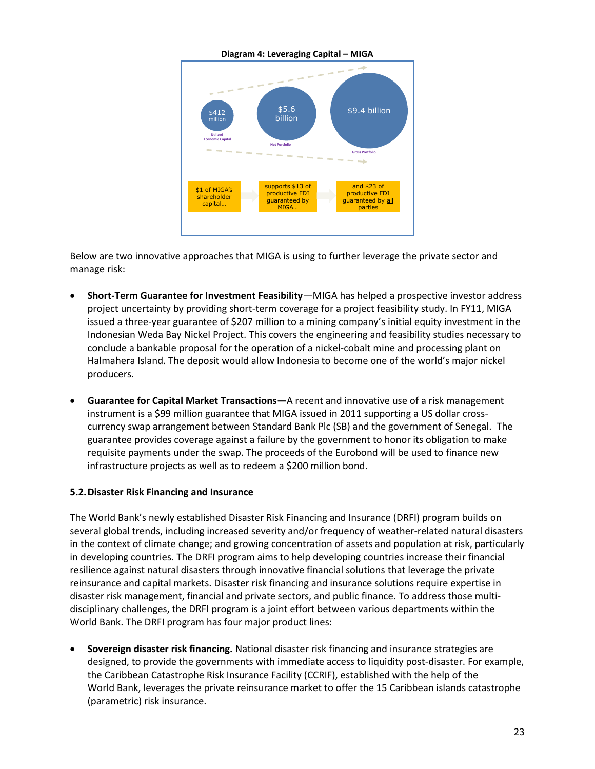**Diagram 4: Leveraging Capital – MIGA**

$412 million
Utilized Economic Capital

$5.6 billion
Net Portfolio

$9.4 billion
Gross Portfolio

$1 of MIGA's shareholder capital… → supports $13 of productive FDI guaranteed by MIGA… → and $23 of productive FDI guaranteed by all parties

Below are two innovative approaches that MIGA is using to further leverage the private sector and manage risk:

- **Short-Term Guarantee for Investment Feasibility**—MIGA has helped a prospective investor address project uncertainty by providing short-term coverage for a project feasibility study. In FY11, MIGA issued a three-year guarantee of $207 million to a mining company's initial equity investment in the Indonesian Weda Bay Nickel Project. This covers the engineering and feasibility studies necessary to conclude a bankable proposal for the operation of a nickel-cobalt mine and processing plant on Halmahera Island. The deposit would allow Indonesia to become one of the world's major nickel producers.

- **Guarantee for Capital Market Transactions—**A recent and innovative use of a risk management instrument is a $99 million guarantee that MIGA issued in 2011 supporting a US dollar cross-currency swap arrangement between Standard Bank Plc (SB) and the government of Senegal. The guarantee provides coverage against a failure by the government to honor its obligation to make requisite payments under the swap. The proceeds of the Eurobond will be used to finance new infrastructure projects as well as to redeem a $200 million bond.

### 5.2. Disaster Risk Financing and Insurance

The World Bank's newly established Disaster Risk Financing and Insurance (DRFI) program builds on several global trends, including increased severity and/or frequency of weather-related natural disasters in the context of climate change; and growing concentration of assets and population at risk, particularly in developing countries. The DRFI program aims to help developing countries increase their financial resilience against natural disasters through innovative financial solutions that leverage the private reinsurance and capital markets. Disaster risk financing and insurance solutions require expertise in disaster risk management, financial and private sectors, and public finance. To address those multi-disciplinary challenges, the DRFI program is a joint effort between various departments within the World Bank. The DRFI program has four major product lines:

- **Sovereign disaster risk financing.** National disaster risk financing and insurance strategies are designed, to provide the governments with immediate access to liquidity post-disaster. For example, the Caribbean Catastrophe Risk Insurance Facility (CCRIF), established with the help of the World Bank, leverages the private reinsurance market to offer the 15 Caribbean islands catastrophe (parametric) risk insurance.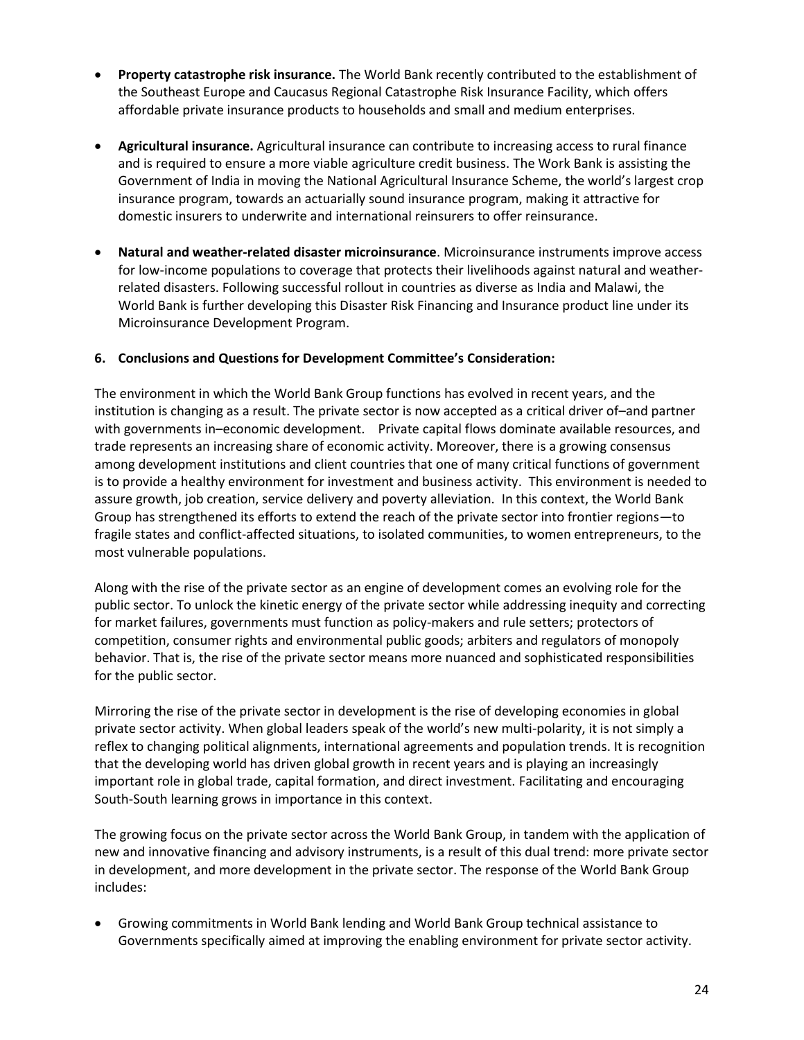- **Property catastrophe risk insurance.** The World Bank recently contributed to the establishment of the Southeast Europe and Caucasus Regional Catastrophe Risk Insurance Facility, which offers affordable private insurance products to households and small and medium enterprises.

- **Agricultural insurance.** Agricultural insurance can contribute to increasing access to rural finance and is required to ensure a more viable agriculture credit business. The Work Bank is assisting the Government of India in moving the National Agricultural Insurance Scheme, the world's largest crop insurance program, towards an actuarially sound insurance program, making it attractive for domestic insurers to underwrite and international reinsurers to offer reinsurance.

- **Natural and weather-related disaster microinsurance**. Microinsurance instruments improve access for low-income populations to coverage that protects their livelihoods against natural and weather-related disasters. Following successful rollout in countries as diverse as India and Malawi, the World Bank is further developing this Disaster Risk Financing and Insurance product line under its Microinsurance Development Program.

### 6. Conclusions and Questions for Development Committee's Consideration:

The environment in which the World Bank Group functions has evolved in recent years, and the institution is changing as a result. The private sector is now accepted as a critical driver of–and partner with governments in–economic development. Private capital flows dominate available resources, and trade represents an increasing share of economic activity. Moreover, there is a growing consensus among development institutions and client countries that one of many critical functions of government is to provide a healthy environment for investment and business activity. This environment is needed to assure growth, job creation, service delivery and poverty alleviation. In this context, the World Bank Group has strengthened its efforts to extend the reach of the private sector into frontier regions—to fragile states and conflict-affected situations, to isolated communities, to women entrepreneurs, to the most vulnerable populations.

Along with the rise of the private sector as an engine of development comes an evolving role for the public sector. To unlock the kinetic energy of the private sector while addressing inequity and correcting for market failures, governments must function as policy-makers and rule setters; protectors of competition, consumer rights and environmental public goods; arbiters and regulators of monopoly behavior. That is, the rise of the private sector means more nuanced and sophisticated responsibilities for the public sector.

Mirroring the rise of the private sector in development is the rise of developing economies in global private sector activity. When global leaders speak of the world's new multi-polarity, it is not simply a reflex to changing political alignments, international agreements and population trends. It is recognition that the developing world has driven global growth in recent years and is playing an increasingly important role in global trade, capital formation, and direct investment. Facilitating and encouraging South-South learning grows in importance in this context.

The growing focus on the private sector across the World Bank Group, in tandem with the application of new and innovative financing and advisory instruments, is a result of this dual trend: more private sector in development, and more development in the private sector. The response of the World Bank Group includes:

- Growing commitments in World Bank lending and World Bank Group technical assistance to Governments specifically aimed at improving the enabling environment for private sector activity.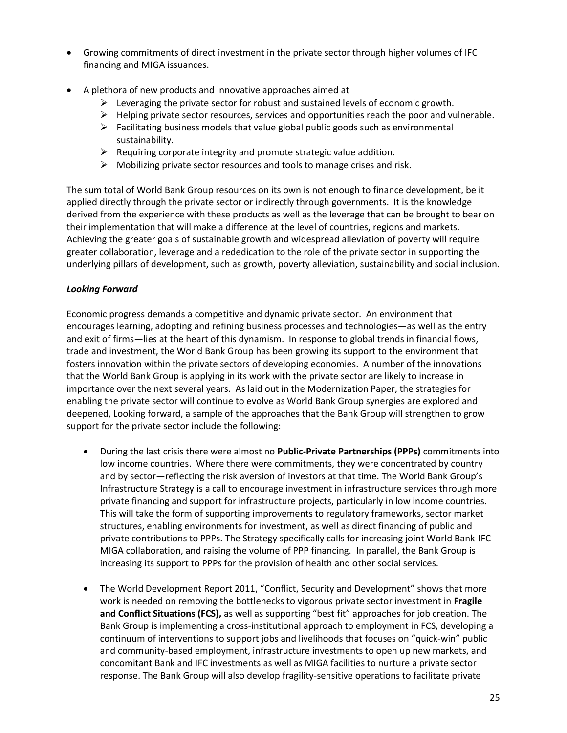- Growing commitments of direct investment in the private sector through higher volumes of IFC financing and MIGA issuances.

- A plethora of new products and innovative approaches aimed at
  - Leveraging the private sector for robust and sustained levels of economic growth.
  - Helping private sector resources, services and opportunities reach the poor and vulnerable.
  - Facilitating business models that value global public goods such as environmental sustainability.
  - Requiring corporate integrity and promote strategic value addition.
  - Mobilizing private sector resources and tools to manage crises and risk.

The sum total of World Bank Group resources on its own is not enough to finance development, be it applied directly through the private sector or indirectly through governments. It is the knowledge derived from the experience with these products as well as the leverage that can be brought to bear on their implementation that will make a difference at the level of countries, regions and markets. Achieving the greater goals of sustainable growth and widespread alleviation of poverty will require greater collaboration, leverage and a rededication to the role of the private sector in supporting the underlying pillars of development, such as growth, poverty alleviation, sustainability and social inclusion.

***Looking Forward***

Economic progress demands a competitive and dynamic private sector. An environment that encourages learning, adopting and refining business processes and technologies—as well as the entry and exit of firms—lies at the heart of this dynamism. In response to global trends in financial flows, trade and investment, the World Bank Group has been growing its support to the environment that fosters innovation within the private sectors of developing economies. A number of the innovations that the World Bank Group is applying in its work with the private sector are likely to increase in importance over the next several years. As laid out in the Modernization Paper, the strategies for enabling the private sector will continue to evolve as World Bank Group synergies are explored and deepened, Looking forward, a sample of the approaches that the Bank Group will strengthen to grow support for the private sector include the following:

- During the last crisis there were almost no **Public-Private Partnerships (PPPs)** commitments into low income countries. Where there were commitments, they were concentrated by country and by sector—reflecting the risk aversion of investors at that time. The World Bank Group's Infrastructure Strategy is a call to encourage investment in infrastructure services through more private financing and support for infrastructure projects, particularly in low income countries. This will take the form of supporting improvements to regulatory frameworks, sector market structures, enabling environments for investment, as well as direct financing of public and private contributions to PPPs. The Strategy specifically calls for increasing joint World Bank-IFC-MIGA collaboration, and raising the volume of PPP financing. In parallel, the Bank Group is increasing its support to PPPs for the provision of health and other social services.

- The World Development Report 2011, "Conflict, Security and Development" shows that more work is needed on removing the bottlenecks to vigorous private sector investment in **Fragile and Conflict Situations (FCS),** as well as supporting "best fit" approaches for job creation. The Bank Group is implementing a cross-institutional approach to employment in FCS, developing a continuum of interventions to support jobs and livelihoods that focuses on "quick-win" public and community-based employment, infrastructure investments to open up new markets, and concomitant Bank and IFC investments as well as MIGA facilities to nurture a private sector response. The Bank Group will also develop fragility-sensitive operations to facilitate private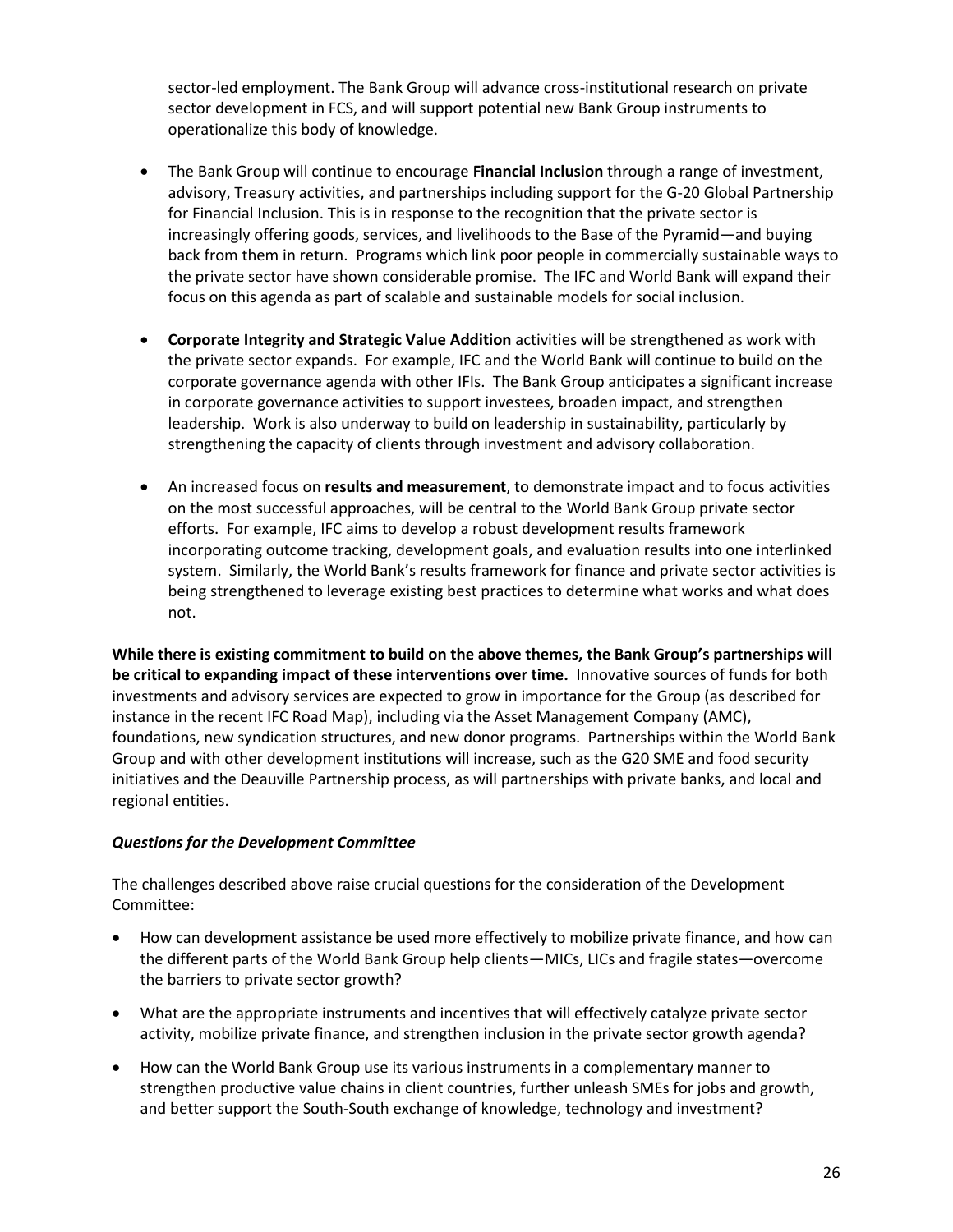sector-led employment. The Bank Group will advance cross-institutional research on private sector development in FCS, and will support potential new Bank Group instruments to operationalize this body of knowledge.

- The Bank Group will continue to encourage **Financial Inclusion** through a range of investment, advisory, Treasury activities, and partnerships including support for the G-20 Global Partnership for Financial Inclusion. This is in response to the recognition that the private sector is increasingly offering goods, services, and livelihoods to the Base of the Pyramid—and buying back from them in return. Programs which link poor people in commercially sustainable ways to the private sector have shown considerable promise. The IFC and World Bank will expand their focus on this agenda as part of scalable and sustainable models for social inclusion.

- **Corporate Integrity and Strategic Value Addition** activities will be strengthened as work with the private sector expands. For example, IFC and the World Bank will continue to build on the corporate governance agenda with other IFIs. The Bank Group anticipates a significant increase in corporate governance activities to support investees, broaden impact, and strengthen leadership. Work is also underway to build on leadership in sustainability, particularly by strengthening the capacity of clients through investment and advisory collaboration.

- An increased focus on **results and measurement**, to demonstrate impact and to focus activities on the most successful approaches, will be central to the World Bank Group private sector efforts. For example, IFC aims to develop a robust development results framework incorporating outcome tracking, development goals, and evaluation results into one interlinked system. Similarly, the World Bank's results framework for finance and private sector activities is being strengthened to leverage existing best practices to determine what works and what does not.

**While there is existing commitment to build on the above themes, the Bank Group's partnerships will be critical to expanding impact of these interventions over time.** Innovative sources of funds for both investments and advisory services are expected to grow in importance for the Group (as described for instance in the recent IFC Road Map), including via the Asset Management Company (AMC), foundations, new syndication structures, and new donor programs. Partnerships within the World Bank Group and with other development institutions will increase, such as the G20 SME and food security initiatives and the Deauville Partnership process, as will partnerships with private banks, and local and regional entities.

***Questions for the Development Committee***

The challenges described above raise crucial questions for the consideration of the Development Committee:

- How can development assistance be used more effectively to mobilize private finance, and how can the different parts of the World Bank Group help clients—MICs, LICs and fragile states—overcome the barriers to private sector growth?

- What are the appropriate instruments and incentives that will effectively catalyze private sector activity, mobilize private finance, and strengthen inclusion in the private sector growth agenda?

- How can the World Bank Group use its various instruments in a complementary manner to strengthen productive value chains in client countries, further unleash SMEs for jobs and growth, and better support the South-South exchange of knowledge, technology and investment?